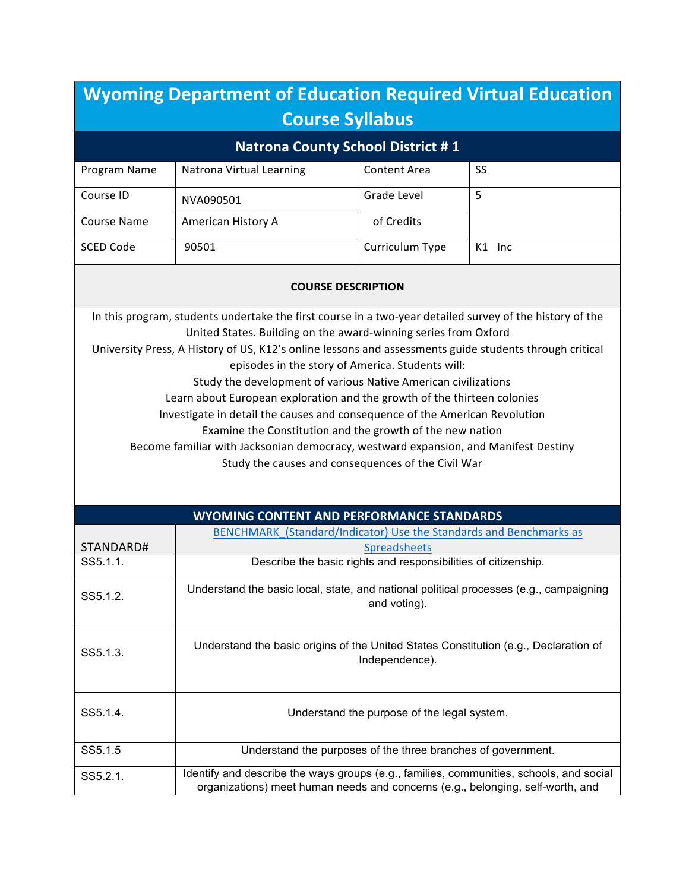# Wyoming Department of Education Required Virtual Education Course Syllabus

## Natrona County School District # 1

| | | | |
|---|---|---|---|
| Program Name | Natrona Virtual Learning | Content Area | SS |
| Course ID | NVA090501 | Grade Level | 5 |
| Course Name | American History A | of Credits | |
| SCED Code | 90501 | Curriculum Type | K1 Inc |

**COURSE DESCRIPTION**

In this program, students undertake the first course in a two-year detailed survey of the history of the United States. Building on the award-winning series from Oxford University Press, A History of US, K12's online lessons and assessments guide students through critical episodes in the story of America. Students will:

Study the development of various Native American civilizations

Learn about European exploration and the growth of the thirteen colonies

Investigate in detail the causes and consequence of the American Revolution

Examine the Constitution and the growth of the new nation

Become familiar with Jacksonian democracy, westward expansion, and Manifest Destiny

Study the causes and consequences of the Civil War

## WYOMING CONTENT AND PERFORMANCE STANDARDS

| STANDARD# | BENCHMARK_(Standard/Indicator) Use the Standards and Benchmarks as Spreadsheets |
|---|---|
| SS5.1.1. | Describe the basic rights and responsibilities of citizenship. |
| SS5.1.2. | Understand the basic local, state, and national political processes (e.g., campaigning and voting). |
| SS5.1.3. | Understand the basic origins of the United States Constitution (e.g., Declaration of Independence). |
| SS5.1.4. | Understand the purpose of the legal system. |
| SS5.1.5 | Understand the purposes of the three branches of government. |
| SS5.2.1. | Identify and describe the ways groups (e.g., families, communities, schools, and social organizations) meet human needs and concerns (e.g., belonging, self-worth, and |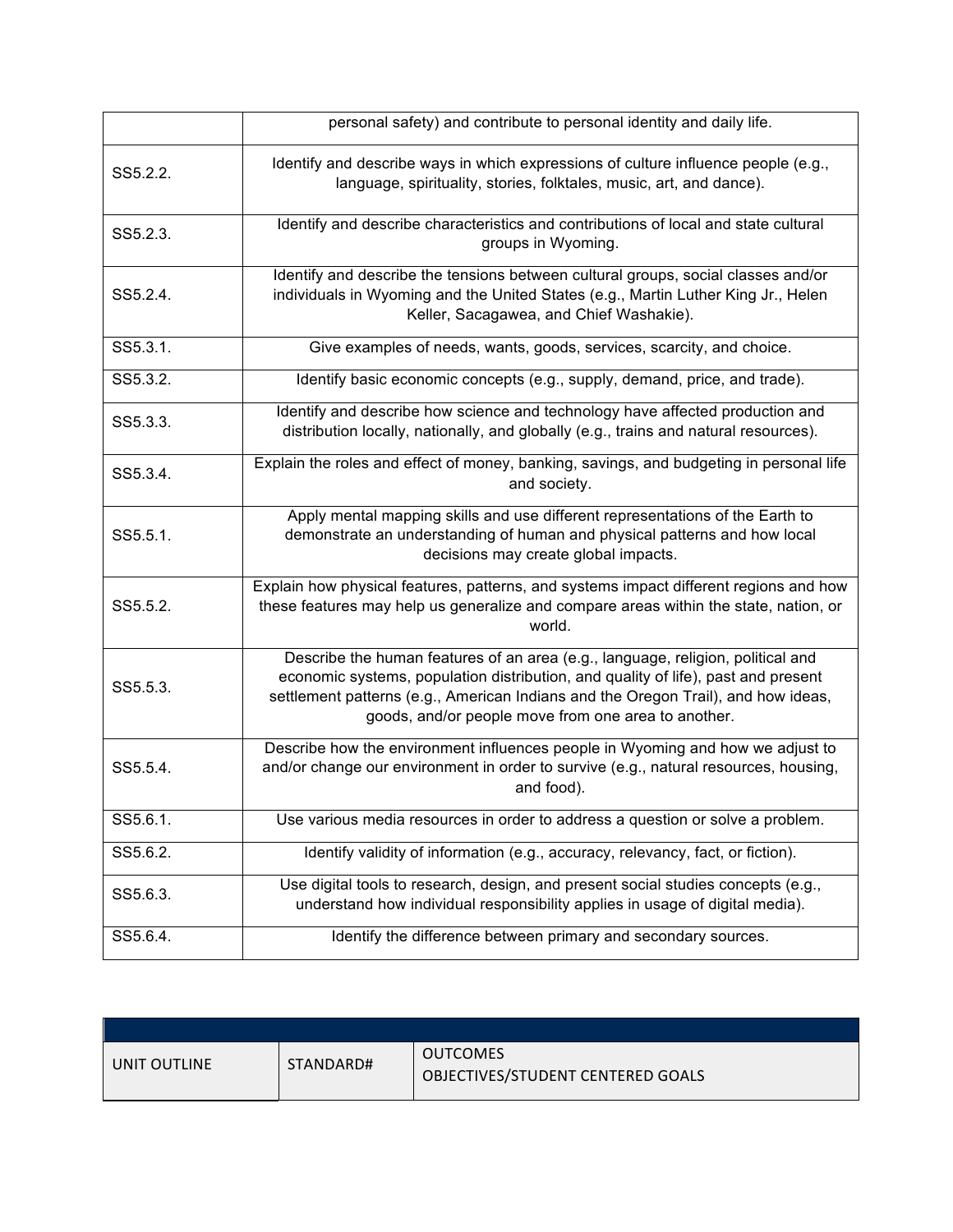| | |
|---|---|
| | personal safety) and contribute to personal identity and daily life. |
| SS5.2.2. | Identify and describe ways in which expressions of culture influence people (e.g., language, spirituality, stories, folktales, music, art, and dance). |
| SS5.2.3. | Identify and describe characteristics and contributions of local and state cultural groups in Wyoming. |
| SS5.2.4. | Identify and describe the tensions between cultural groups, social classes and/or individuals in Wyoming and the United States (e.g., Martin Luther King Jr., Helen Keller, Sacagawea, and Chief Washakie). |
| SS5.3.1. | Give examples of needs, wants, goods, services, scarcity, and choice. |
| SS5.3.2. | Identify basic economic concepts (e.g., supply, demand, price, and trade). |
| SS5.3.3. | Identify and describe how science and technology have affected production and distribution locally, nationally, and globally (e.g., trains and natural resources). |
| SS5.3.4. | Explain the roles and effect of money, banking, savings, and budgeting in personal life and society. |
| SS5.5.1. | Apply mental mapping skills and use different representations of the Earth to demonstrate an understanding of human and physical patterns and how local decisions may create global impacts. |
| SS5.5.2. | Explain how physical features, patterns, and systems impact different regions and how these features may help us generalize and compare areas within the state, nation, or world. |
| SS5.5.3. | Describe the human features of an area (e.g., language, religion, political and economic systems, population distribution, and quality of life), past and present settlement patterns (e.g., American Indians and the Oregon Trail), and how ideas, goods, and/or people move from one area to another. |
| SS5.5.4. | Describe how the environment influences people in Wyoming and how we adjust to and/or change our environment in order to survive (e.g., natural resources, housing, and food). |
| SS5.6.1. | Use various media resources in order to address a question or solve a problem. |
| SS5.6.2. | Identify validity of information (e.g., accuracy, relevancy, fact, or fiction). |
| SS5.6.3. | Use digital tools to research, design, and present social studies concepts (e.g., understand how individual responsibility applies in usage of digital media). |
| SS5.6.4. | Identify the difference between primary and secondary sources. |

| UNIT OUTLINE | STANDARD# | OUTCOMES<br>OBJECTIVES/STUDENT CENTERED GOALS |
|---|---|---|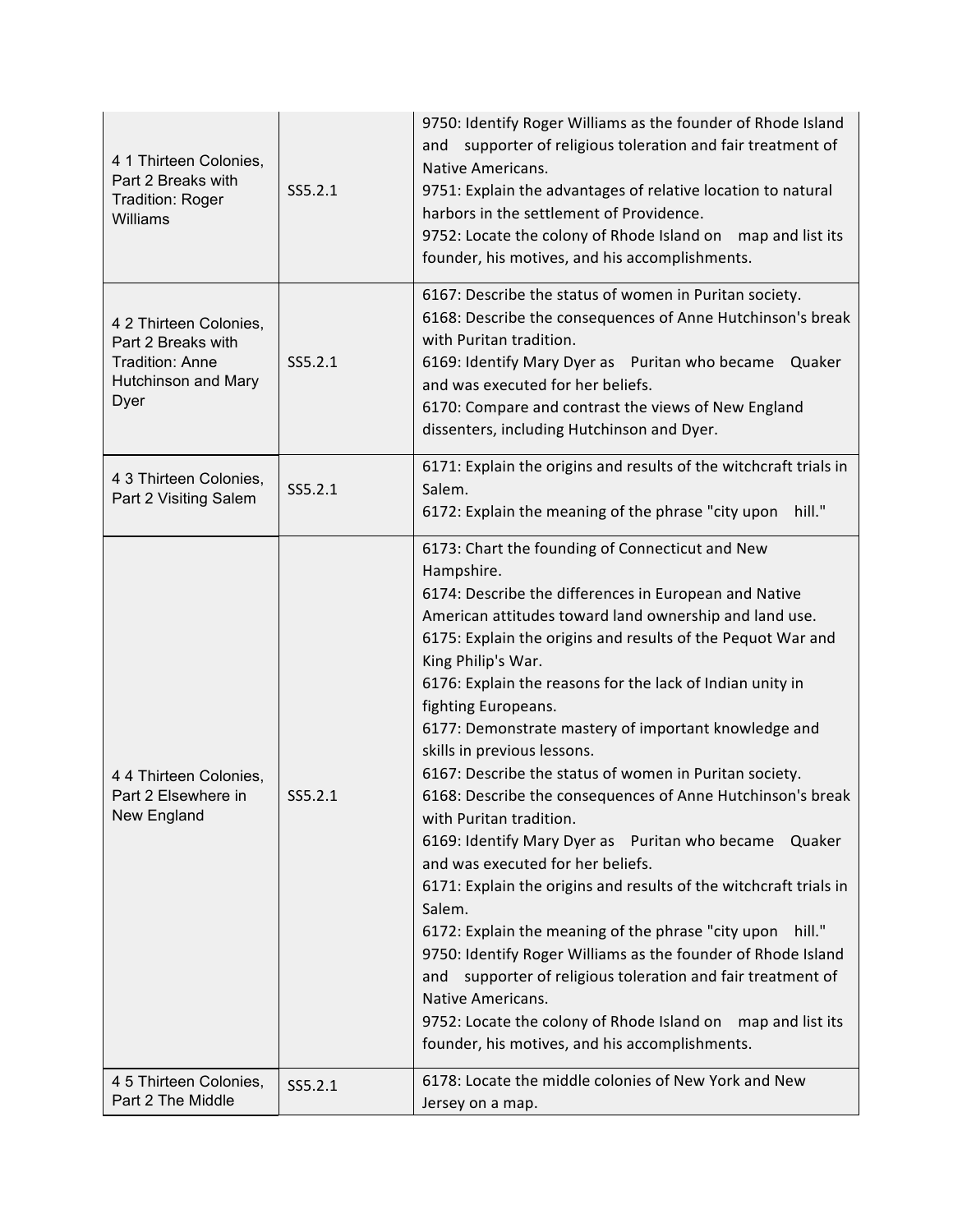| | | |
|---|---|---|
| 4 1 Thirteen Colonies, Part 2 Breaks with Tradition: Roger Williams | SS5.2.1 | 9750: Identify Roger Williams as the founder of Rhode Island and supporter of religious toleration and fair treatment of Native Americans.<br>9751: Explain the advantages of relative location to natural harbors in the settlement of Providence.<br>9752: Locate the colony of Rhode Island on map and list its founder, his motives, and his accomplishments. |
| 4 2 Thirteen Colonies, Part 2 Breaks with Tradition: Anne Hutchinson and Mary Dyer | SS5.2.1 | 6167: Describe the status of women in Puritan society.<br>6168: Describe the consequences of Anne Hutchinson's break with Puritan tradition.<br>6169: Identify Mary Dyer as Puritan who became Quaker and was executed for her beliefs.<br>6170: Compare and contrast the views of New England dissenters, including Hutchinson and Dyer. |
| 4 3 Thirteen Colonies, Part 2 Visiting Salem | SS5.2.1 | 6171: Explain the origins and results of the witchcraft trials in Salem.<br>6172: Explain the meaning of the phrase "city upon hill." |
| 4 4 Thirteen Colonies, Part 2 Elsewhere in New England | SS5.2.1 | 6173: Chart the founding of Connecticut and New Hampshire.<br>6174: Describe the differences in European and Native American attitudes toward land ownership and land use.<br>6175: Explain the origins and results of the Pequot War and King Philip's War.<br>6176: Explain the reasons for the lack of Indian unity in fighting Europeans.<br>6177: Demonstrate mastery of important knowledge and skills in previous lessons.<br>6167: Describe the status of women in Puritan society.<br>6168: Describe the consequences of Anne Hutchinson's break with Puritan tradition.<br>6169: Identify Mary Dyer as Puritan who became Quaker and was executed for her beliefs.<br>6171: Explain the origins and results of the witchcraft trials in Salem.<br>6172: Explain the meaning of the phrase "city upon hill."<br>9750: Identify Roger Williams as the founder of Rhode Island and supporter of religious toleration and fair treatment of Native Americans.<br>9752: Locate the colony of Rhode Island on map and list its founder, his motives, and his accomplishments. |
| 4 5 Thirteen Colonies, Part 2 The Middle | SS5.2.1 | 6178: Locate the middle colonies of New York and New Jersey on a map. |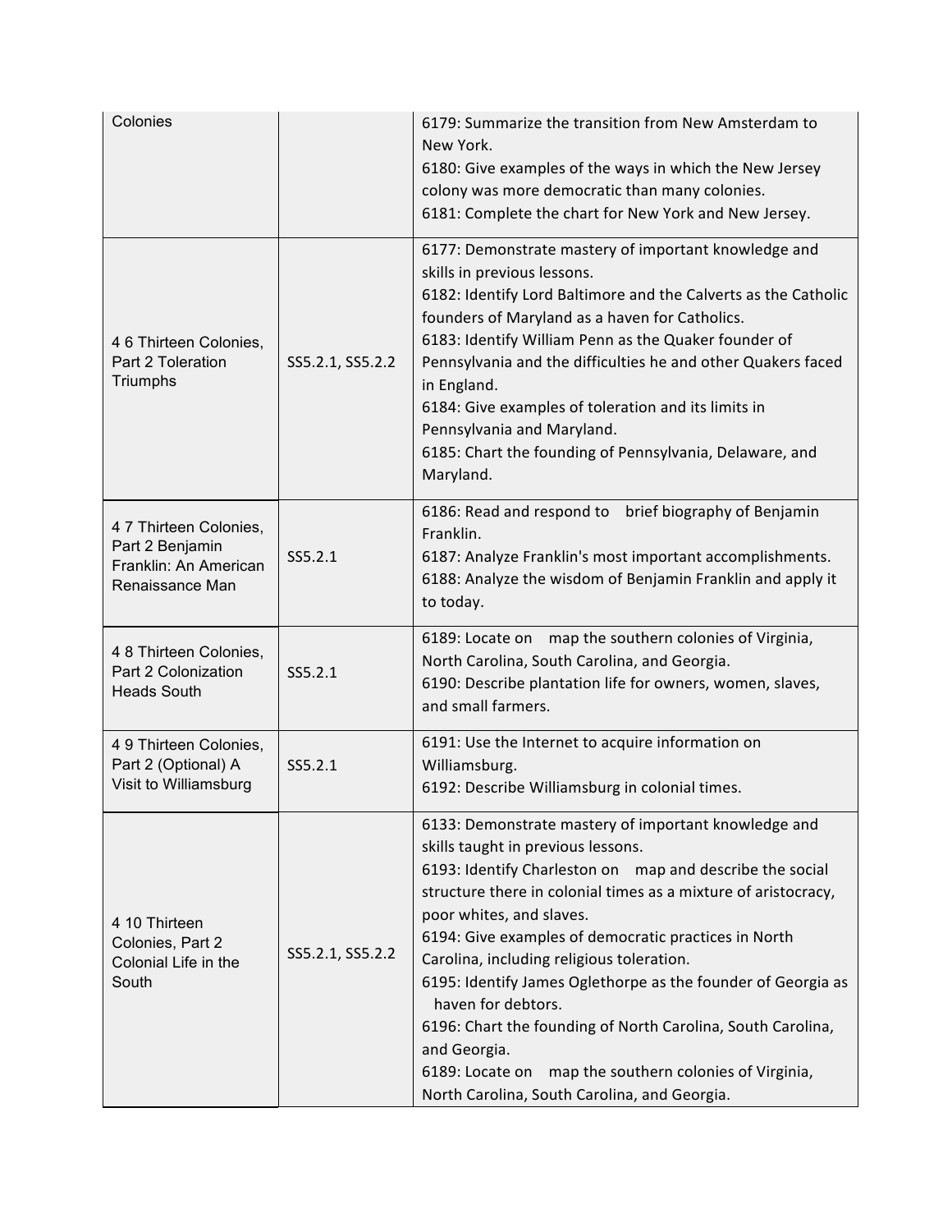| | | |
|---|---|---|
| Colonies | | 6179: Summarize the transition from New Amsterdam to New York.<br>6180: Give examples of the ways in which the New Jersey colony was more democratic than many colonies.<br>6181: Complete the chart for New York and New Jersey. |
| 4 6 Thirteen Colonies, Part 2 Toleration Triumphs | SS5.2.1, SS5.2.2 | 6177: Demonstrate mastery of important knowledge and skills in previous lessons.<br>6182: Identify Lord Baltimore and the Calverts as the Catholic founders of Maryland as a haven for Catholics.<br>6183: Identify William Penn as the Quaker founder of Pennsylvania and the difficulties he and other Quakers faced in England.<br>6184: Give examples of toleration and its limits in Pennsylvania and Maryland.<br>6185: Chart the founding of Pennsylvania, Delaware, and Maryland. |
| 4 7 Thirteen Colonies, Part 2 Benjamin Franklin: An American Renaissance Man | SS5.2.1 | 6186: Read and respond to brief biography of Benjamin Franklin.<br>6187: Analyze Franklin's most important accomplishments.<br>6188: Analyze the wisdom of Benjamin Franklin and apply it to today. |
| 4 8 Thirteen Colonies, Part 2 Colonization Heads South | SS5.2.1 | 6189: Locate on map the southern colonies of Virginia, North Carolina, South Carolina, and Georgia.<br>6190: Describe plantation life for owners, women, slaves, and small farmers. |
| 4 9 Thirteen Colonies, Part 2 (Optional) A Visit to Williamsburg | SS5.2.1 | 6191: Use the Internet to acquire information on Williamsburg.<br>6192: Describe Williamsburg in colonial times. |
| 4 10 Thirteen Colonies, Part 2 Colonial Life in the South | SS5.2.1, SS5.2.2 | 6133: Demonstrate mastery of important knowledge and skills taught in previous lessons.<br>6193: Identify Charleston on map and describe the social structure there in colonial times as a mixture of aristocracy, poor whites, and slaves.<br>6194: Give examples of democratic practices in North Carolina, including religious toleration.<br>6195: Identify James Oglethorpe as the founder of Georgia as haven for debtors.<br>6196: Chart the founding of North Carolina, South Carolina, and Georgia.<br>6189: Locate on map the southern colonies of Virginia, North Carolina, South Carolina, and Georgia. |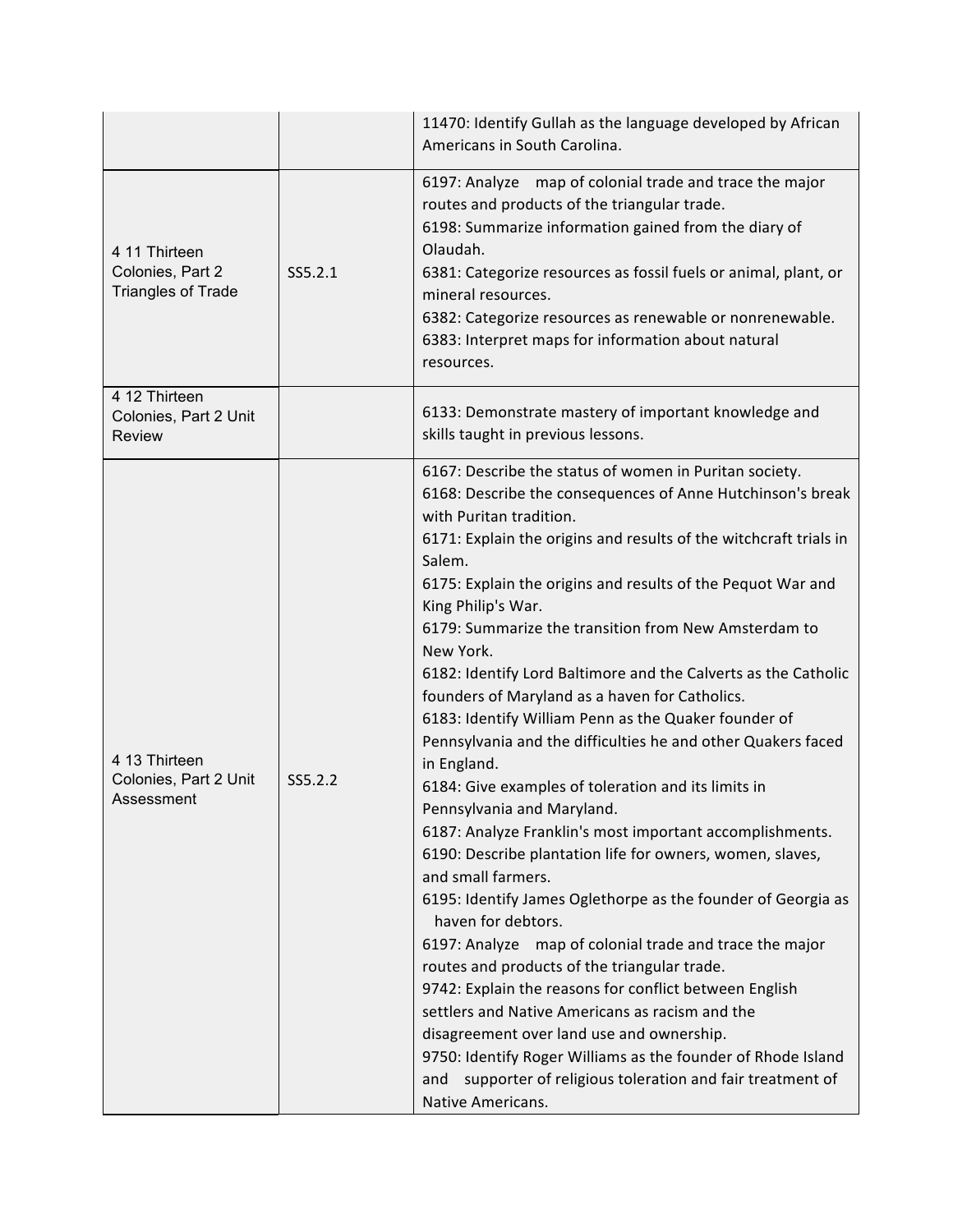| | | |
|---|---|---|
| | | 11470: Identify Gullah as the language developed by African Americans in South Carolina. |
| 4 11 Thirteen Colonies, Part 2 Triangles of Trade | SS5.2.1 | 6197: Analyze map of colonial trade and trace the major routes and products of the triangular trade.<br>6198: Summarize information gained from the diary of Olaudah.<br>6381: Categorize resources as fossil fuels or animal, plant, or mineral resources.<br>6382: Categorize resources as renewable or nonrenewable.<br>6383: Interpret maps for information about natural resources. |
| 4 12 Thirteen Colonies, Part 2 Unit Review | | 6133: Demonstrate mastery of important knowledge and skills taught in previous lessons. |
| 4 13 Thirteen Colonies, Part 2 Unit Assessment | SS5.2.2 | 6167: Describe the status of women in Puritan society.<br>6168: Describe the consequences of Anne Hutchinson's break with Puritan tradition.<br>6171: Explain the origins and results of the witchcraft trials in Salem.<br>6175: Explain the origins and results of the Pequot War and King Philip's War.<br>6179: Summarize the transition from New Amsterdam to New York.<br>6182: Identify Lord Baltimore and the Calverts as the Catholic founders of Maryland as a haven for Catholics.<br>6183: Identify William Penn as the Quaker founder of Pennsylvania and the difficulties he and other Quakers faced in England.<br>6184: Give examples of toleration and its limits in Pennsylvania and Maryland.<br>6187: Analyze Franklin's most important accomplishments.<br>6190: Describe plantation life for owners, women, slaves, and small farmers.<br>6195: Identify James Oglethorpe as the founder of Georgia as haven for debtors.<br>6197: Analyze map of colonial trade and trace the major routes and products of the triangular trade.<br>9742: Explain the reasons for conflict between English settlers and Native Americans as racism and the disagreement over land use and ownership.<br>9750: Identify Roger Williams as the founder of Rhode Island and supporter of religious toleration and fair treatment of Native Americans. |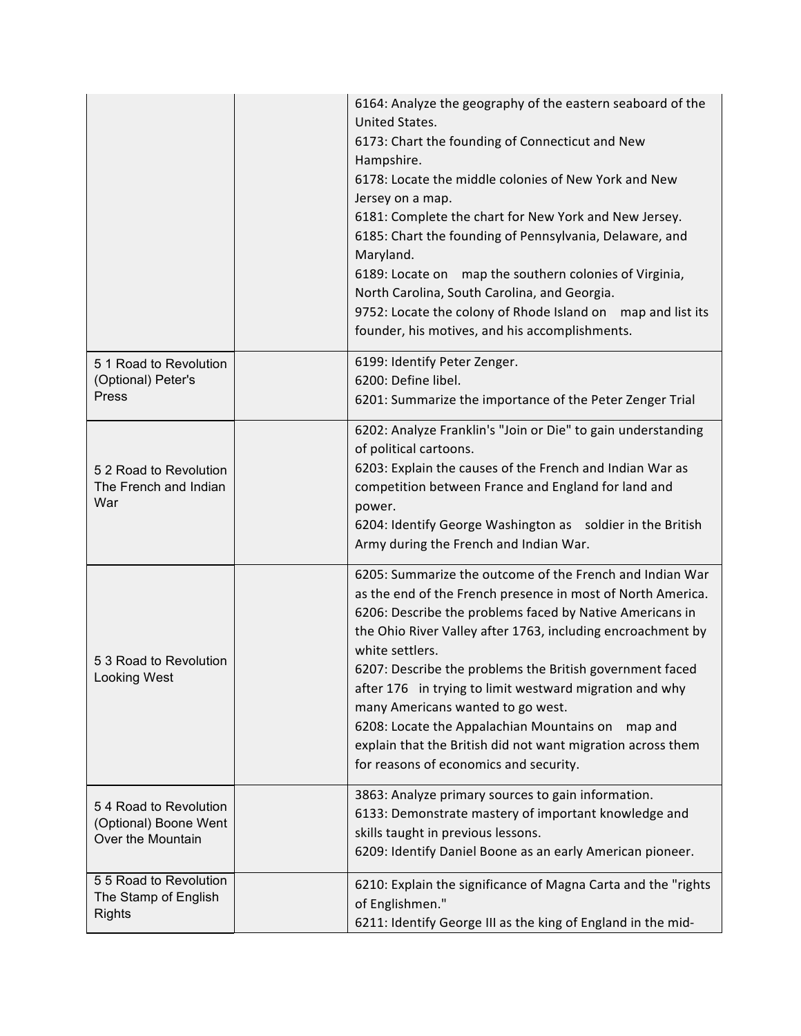| | | |
|---|---|---|
| | | 6164: Analyze the geography of the eastern seaboard of the United States.<br>6173: Chart the founding of Connecticut and New Hampshire.<br>6178: Locate the middle colonies of New York and New Jersey on a map.<br>6181: Complete the chart for New York and New Jersey.<br>6185: Chart the founding of Pennsylvania, Delaware, and Maryland.<br>6189: Locate on map the southern colonies of Virginia, North Carolina, South Carolina, and Georgia.<br>9752: Locate the colony of Rhode Island on map and list its founder, his motives, and his accomplishments. |
| 5 1 Road to Revolution (Optional) Peter's Press | | 6199: Identify Peter Zenger.<br>6200: Define libel.<br>6201: Summarize the importance of the Peter Zenger Trial |
| 5 2 Road to Revolution The French and Indian War | | 6202: Analyze Franklin's "Join or Die" to gain understanding of political cartoons.<br>6203: Explain the causes of the French and Indian War as competition between France and England for land and power.<br>6204: Identify George Washington as soldier in the British Army during the French and Indian War. |
| 5 3 Road to Revolution Looking West | | 6205: Summarize the outcome of the French and Indian War as the end of the French presence in most of North America.<br>6206: Describe the problems faced by Native Americans in the Ohio River Valley after 1763, including encroachment by white settlers.<br>6207: Describe the problems the British government faced after 176 in trying to limit westward migration and why many Americans wanted to go west.<br>6208: Locate the Appalachian Mountains on map and explain that the British did not want migration across them for reasons of economics and security. |
| 5 4 Road to Revolution (Optional) Boone Went Over the Mountain | | 3863: Analyze primary sources to gain information.<br>6133: Demonstrate mastery of important knowledge and skills taught in previous lessons.<br>6209: Identify Daniel Boone as an early American pioneer. |
| 5 5 Road to Revolution The Stamp of English Rights | | 6210: Explain the significance of Magna Carta and the "rights of Englishmen."<br>6211: Identify George III as the king of England in the mid- |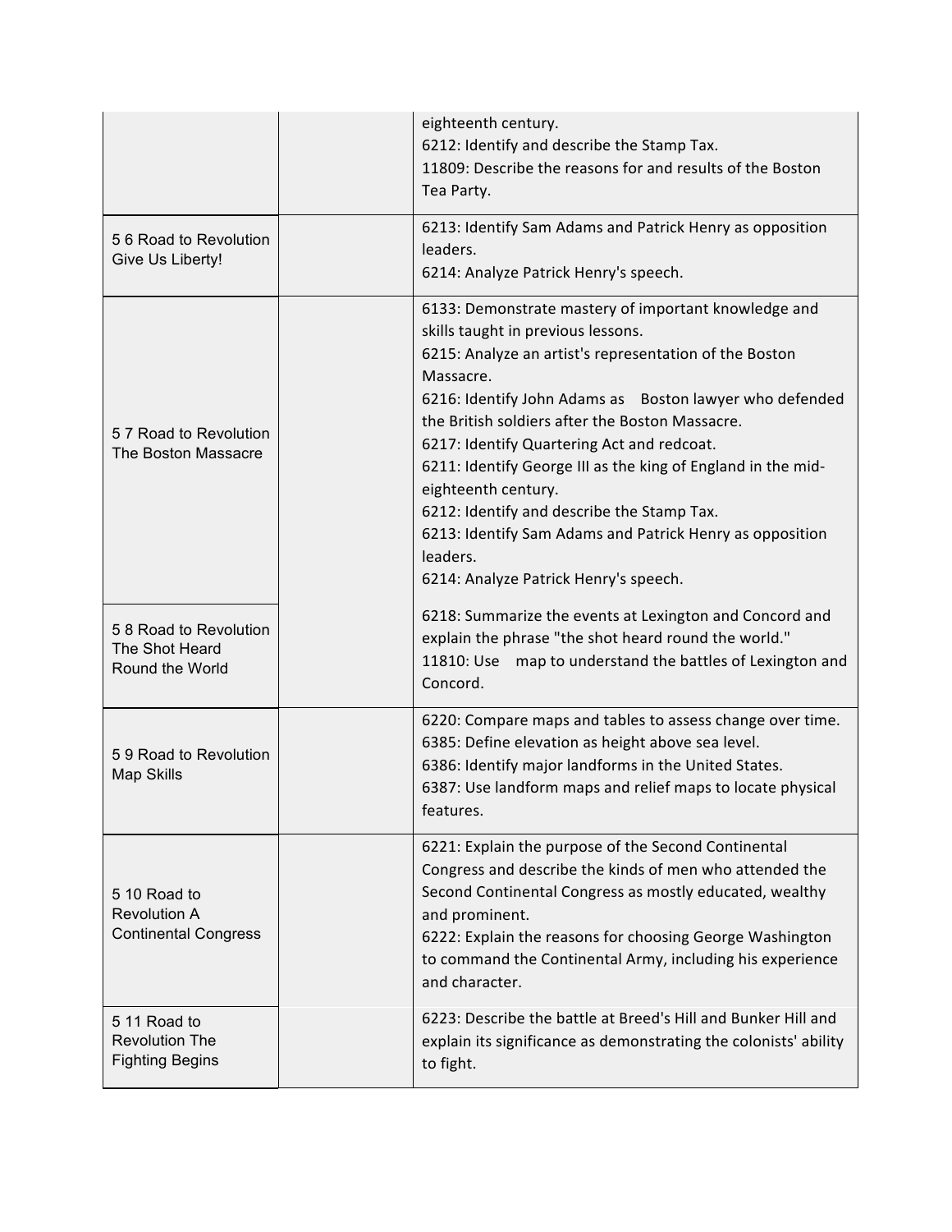| | | |
|---|---|---|
| | | eighteenth century.<br>6212: Identify and describe the Stamp Tax.<br>11809: Describe the reasons for and results of the Boston Tea Party. |
| 5 6 Road to Revolution Give Us Liberty! | | 6213: Identify Sam Adams and Patrick Henry as opposition leaders.<br>6214: Analyze Patrick Henry's speech. |
| 5 7 Road to Revolution The Boston Massacre | | 6133: Demonstrate mastery of important knowledge and skills taught in previous lessons.<br>6215: Analyze an artist's representation of the Boston Massacre.<br>6216: Identify John Adams as Boston lawyer who defended the British soldiers after the Boston Massacre.<br>6217: Identify Quartering Act and redcoat.<br>6211: Identify George III as the king of England in the mid-eighteenth century.<br>6212: Identify and describe the Stamp Tax.<br>6213: Identify Sam Adams and Patrick Henry as opposition leaders.<br>6214: Analyze Patrick Henry's speech. |
| 5 8 Road to Revolution The Shot Heard Round the World | | 6218: Summarize the events at Lexington and Concord and explain the phrase "the shot heard round the world."<br>11810: Use map to understand the battles of Lexington and Concord. |
| 5 9 Road to Revolution Map Skills | | 6220: Compare maps and tables to assess change over time.<br>6385: Define elevation as height above sea level.<br>6386: Identify major landforms in the United States.<br>6387: Use landform maps and relief maps to locate physical features. |
| 5 10 Road to Revolution A Continental Congress | | 6221: Explain the purpose of the Second Continental Congress and describe the kinds of men who attended the Second Continental Congress as mostly educated, wealthy and prominent.<br>6222: Explain the reasons for choosing George Washington to command the Continental Army, including his experience and character. |
| 5 11 Road to Revolution The Fighting Begins | | 6223: Describe the battle at Breed's Hill and Bunker Hill and explain its significance as demonstrating the colonists' ability to fight. |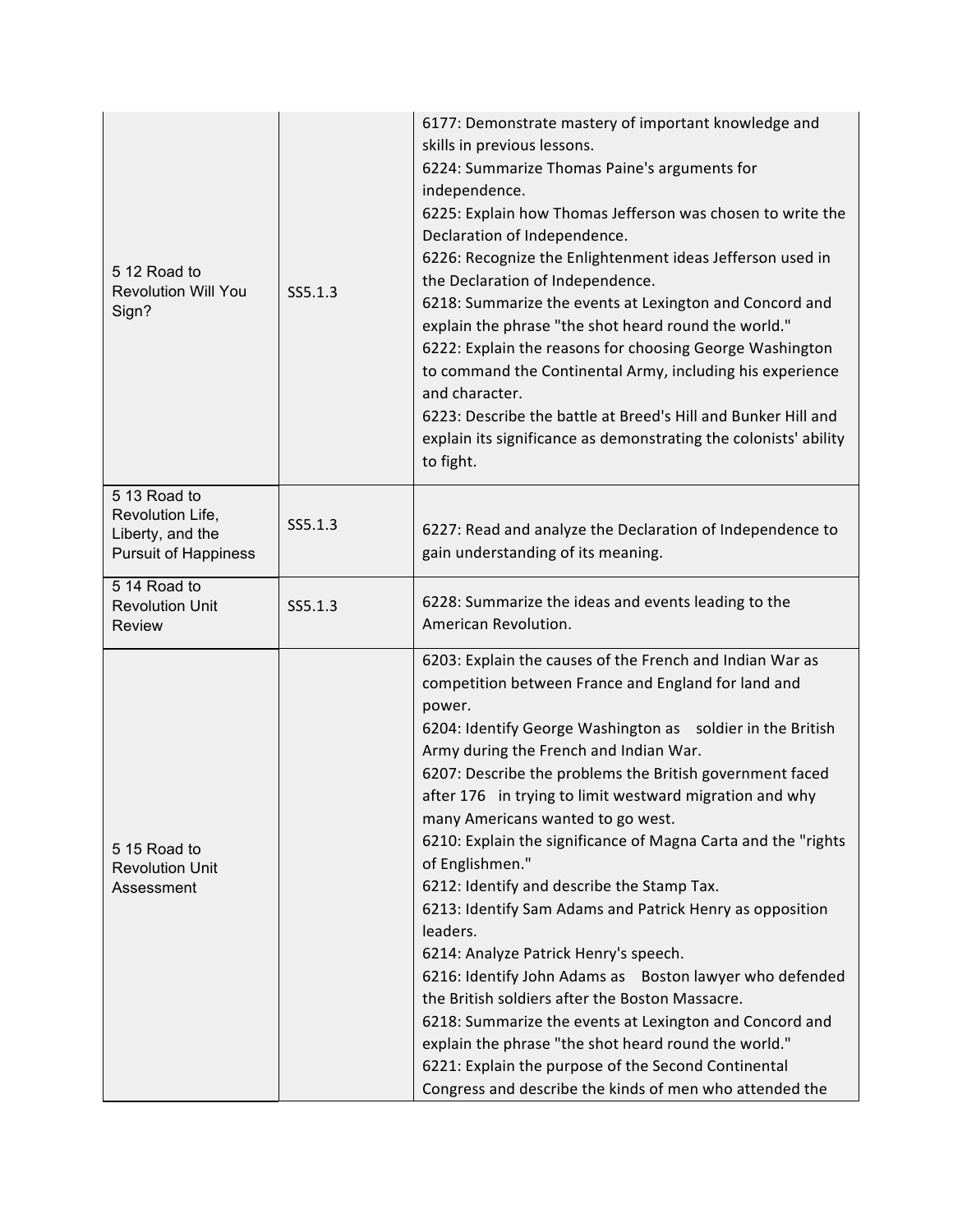| | | |
|---|---|---|
| 5 12 Road to Revolution Will You Sign? | SS5.1.3 | 6177: Demonstrate mastery of important knowledge and skills in previous lessons.<br>6224: Summarize Thomas Paine's arguments for independence.<br>6225: Explain how Thomas Jefferson was chosen to write the Declaration of Independence.<br>6226: Recognize the Enlightenment ideas Jefferson used in the Declaration of Independence.<br>6218: Summarize the events at Lexington and Concord and explain the phrase "the shot heard round the world."<br>6222: Explain the reasons for choosing George Washington to command the Continental Army, including his experience and character.<br>6223: Describe the battle at Breed's Hill and Bunker Hill and explain its significance as demonstrating the colonists' ability to fight. |
| 5 13 Road to Revolution Life, Liberty, and the Pursuit of Happiness | SS5.1.3 | 6227: Read and analyze the Declaration of Independence to gain understanding of its meaning. |
| 5 14 Road to Revolution Unit Review | SS5.1.3 | 6228: Summarize the ideas and events leading to the American Revolution. |
| 5 15 Road to Revolution Unit Assessment | | 6203: Explain the causes of the French and Indian War as competition between France and England for land and power.<br>6204: Identify George Washington as soldier in the British Army during the French and Indian War.<br>6207: Describe the problems the British government faced after 176 in trying to limit westward migration and why many Americans wanted to go west.<br>6210: Explain the significance of Magna Carta and the "rights of Englishmen."<br>6212: Identify and describe the Stamp Tax.<br>6213: Identify Sam Adams and Patrick Henry as opposition leaders.<br>6214: Analyze Patrick Henry's speech.<br>6216: Identify John Adams as Boston lawyer who defended the British soldiers after the Boston Massacre.<br>6218: Summarize the events at Lexington and Concord and explain the phrase "the shot heard round the world."<br>6221: Explain the purpose of the Second Continental Congress and describe the kinds of men who attended the |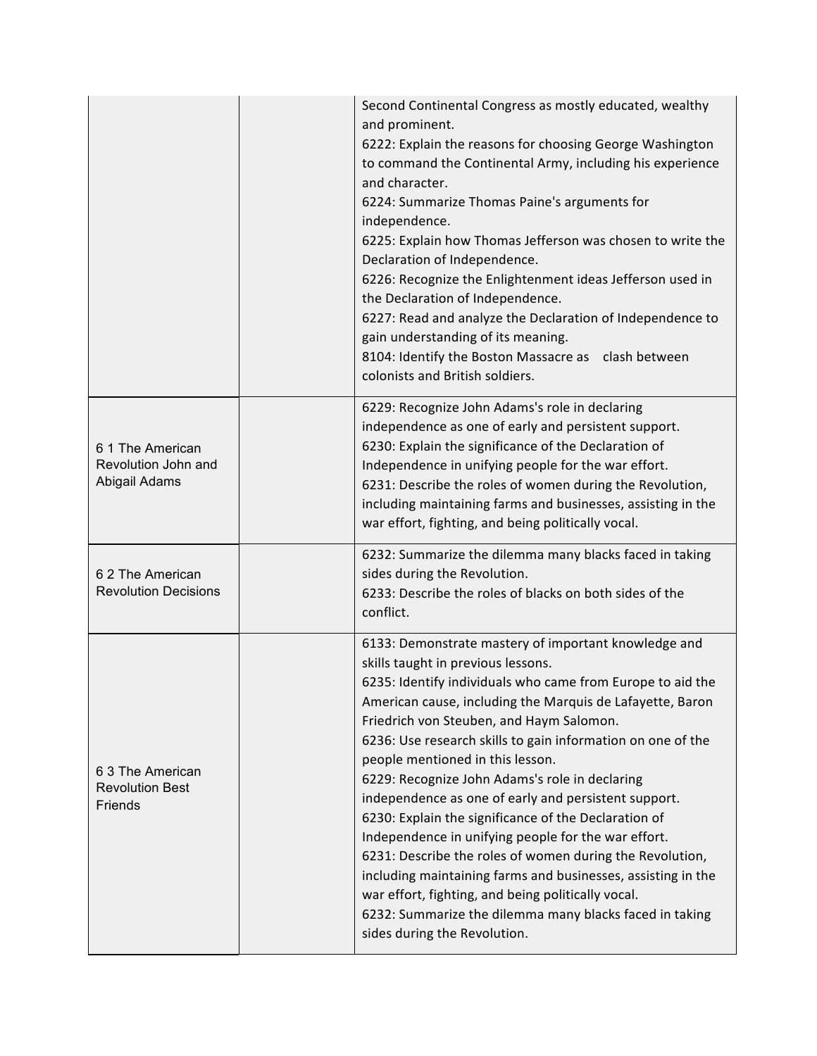| | | |
|---|---|---|
| | | Second Continental Congress as mostly educated, wealthy and prominent.<br>6222: Explain the reasons for choosing George Washington to command the Continental Army, including his experience and character.<br>6224: Summarize Thomas Paine's arguments for independence.<br>6225: Explain how Thomas Jefferson was chosen to write the Declaration of Independence.<br>6226: Recognize the Enlightenment ideas Jefferson used in the Declaration of Independence.<br>6227: Read and analyze the Declaration of Independence to gain understanding of its meaning.<br>8104: Identify the Boston Massacre as clash between colonists and British soldiers. |
| 6 1 The American Revolution John and Abigail Adams | | 6229: Recognize John Adams's role in declaring independence as one of early and persistent support.<br>6230: Explain the significance of the Declaration of Independence in unifying people for the war effort.<br>6231: Describe the roles of women during the Revolution, including maintaining farms and businesses, assisting in the war effort, fighting, and being politically vocal. |
| 6 2 The American Revolution Decisions | | 6232: Summarize the dilemma many blacks faced in taking sides during the Revolution.<br>6233: Describe the roles of blacks on both sides of the conflict. |
| 6 3 The American Revolution Best Friends | | 6133: Demonstrate mastery of important knowledge and skills taught in previous lessons.<br>6235: Identify individuals who came from Europe to aid the American cause, including the Marquis de Lafayette, Baron Friedrich von Steuben, and Haym Salomon.<br>6236: Use research skills to gain information on one of the people mentioned in this lesson.<br>6229: Recognize John Adams's role in declaring independence as one of early and persistent support.<br>6230: Explain the significance of the Declaration of Independence in unifying people for the war effort.<br>6231: Describe the roles of women during the Revolution, including maintaining farms and businesses, assisting in the war effort, fighting, and being politically vocal.<br>6232: Summarize the dilemma many blacks faced in taking sides during the Revolution. |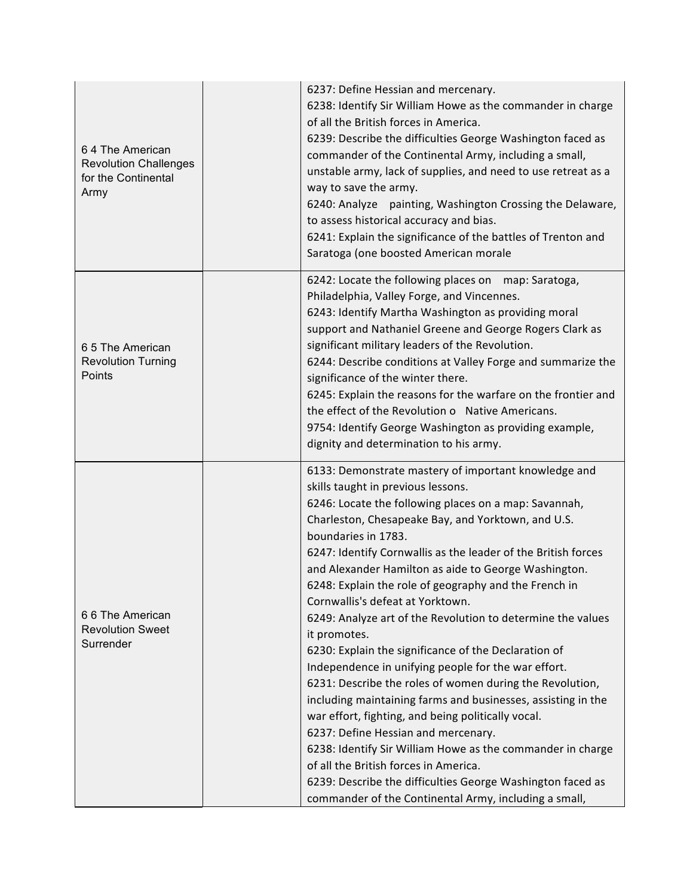| | | |
|---|---|---|
| 6 4 The American Revolution Challenges for the Continental Army | | 6237: Define Hessian and mercenary.<br>6238: Identify Sir William Howe as the commander in charge of all the British forces in America.<br>6239: Describe the difficulties George Washington faced as commander of the Continental Army, including a small, unstable army, lack of supplies, and need to use retreat as a way to save the army.<br>6240: Analyze painting, Washington Crossing the Delaware, to assess historical accuracy and bias.<br>6241: Explain the significance of the battles of Trenton and Saratoga (one boosted American morale |
| 6 5 The American Revolution Turning Points | | 6242: Locate the following places on map: Saratoga, Philadelphia, Valley Forge, and Vincennes.<br>6243: Identify Martha Washington as providing moral support and Nathaniel Greene and George Rogers Clark as significant military leaders of the Revolution.<br>6244: Describe conditions at Valley Forge and summarize the significance of the winter there.<br>6245: Explain the reasons for the warfare on the frontier and the effect of the Revolution o Native Americans.<br>9754: Identify George Washington as providing example, dignity and determination to his army. |
| 6 6 The American Revolution Sweet Surrender | | 6133: Demonstrate mastery of important knowledge and skills taught in previous lessons.<br>6246: Locate the following places on a map: Savannah, Charleston, Chesapeake Bay, and Yorktown, and U.S. boundaries in 1783.<br>6247: Identify Cornwallis as the leader of the British forces and Alexander Hamilton as aide to George Washington.<br>6248: Explain the role of geography and the French in Cornwallis's defeat at Yorktown.<br>6249: Analyze art of the Revolution to determine the values it promotes.<br>6230: Explain the significance of the Declaration of Independence in unifying people for the war effort.<br>6231: Describe the roles of women during the Revolution, including maintaining farms and businesses, assisting in the war effort, fighting, and being politically vocal.<br>6237: Define Hessian and mercenary.<br>6238: Identify Sir William Howe as the commander in charge of all the British forces in America.<br>6239: Describe the difficulties George Washington faced as commander of the Continental Army, including a small, |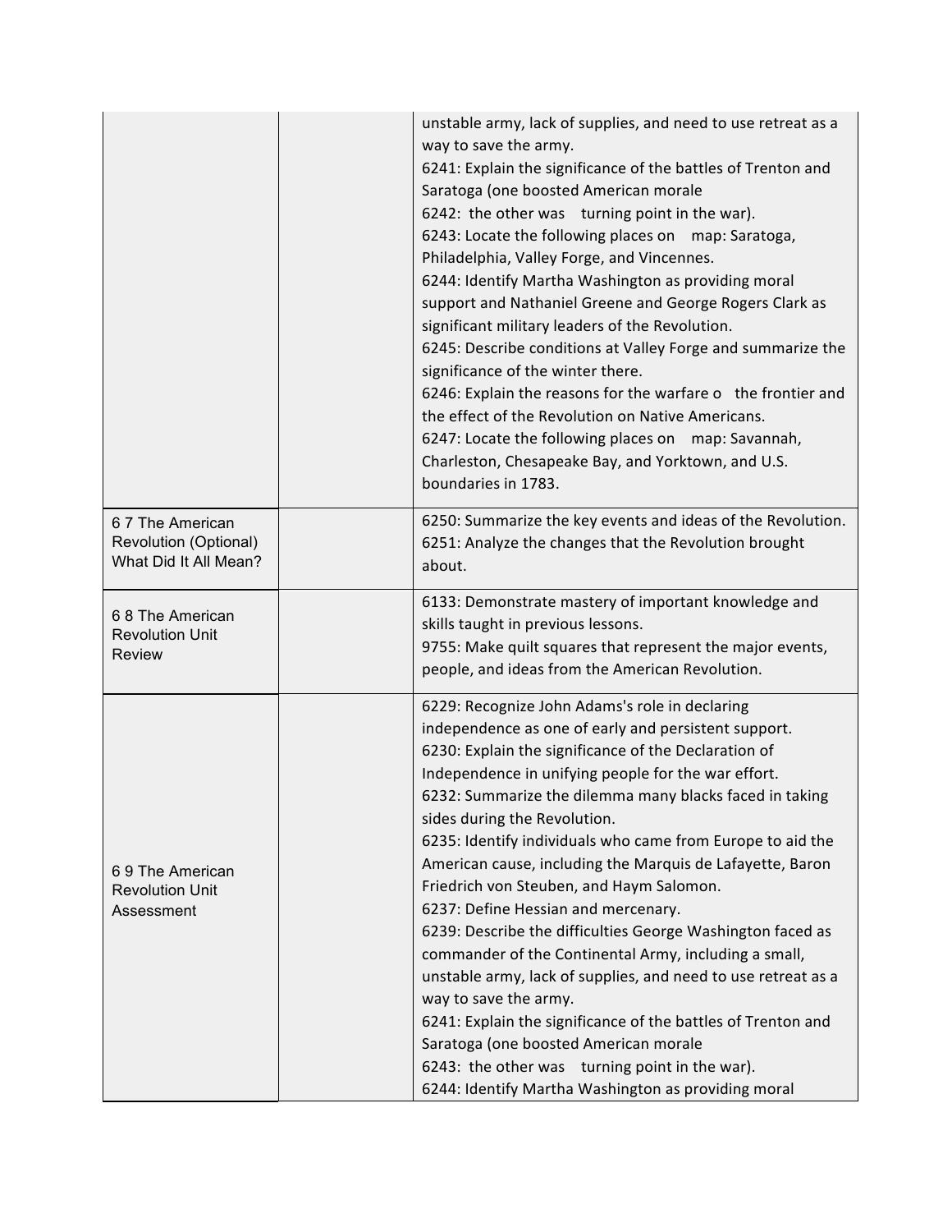| | | |
|---|---|---|
| | | unstable army, lack of supplies, and need to use retreat as a way to save the army.<br>6241: Explain the significance of the battles of Trenton and Saratoga (one boosted American morale<br>6242: the other was turning point in the war).<br>6243: Locate the following places on map: Saratoga, Philadelphia, Valley Forge, and Vincennes.<br>6244: Identify Martha Washington as providing moral support and Nathaniel Greene and George Rogers Clark as significant military leaders of the Revolution.<br>6245: Describe conditions at Valley Forge and summarize the significance of the winter there.<br>6246: Explain the reasons for the warfare o the frontier and the effect of the Revolution on Native Americans.<br>6247: Locate the following places on map: Savannah, Charleston, Chesapeake Bay, and Yorktown, and U.S. boundaries in 1783. |
| 6 7 The American Revolution (Optional) What Did It All Mean? | | 6250: Summarize the key events and ideas of the Revolution.<br>6251: Analyze the changes that the Revolution brought about. |
| 6 8 The American Revolution Unit Review | | 6133: Demonstrate mastery of important knowledge and skills taught in previous lessons.<br>9755: Make quilt squares that represent the major events, people, and ideas from the American Revolution. |
| 6 9 The American Revolution Unit Assessment | | 6229: Recognize John Adams's role in declaring independence as one of early and persistent support.<br>6230: Explain the significance of the Declaration of Independence in unifying people for the war effort.<br>6232: Summarize the dilemma many blacks faced in taking sides during the Revolution.<br>6235: Identify individuals who came from Europe to aid the American cause, including the Marquis de Lafayette, Baron Friedrich von Steuben, and Haym Salomon.<br>6237: Define Hessian and mercenary.<br>6239: Describe the difficulties George Washington faced as commander of the Continental Army, including a small, unstable army, lack of supplies, and need to use retreat as a way to save the army.<br>6241: Explain the significance of the battles of Trenton and Saratoga (one boosted American morale<br>6243: the other was turning point in the war).<br>6244: Identify Martha Washington as providing moral |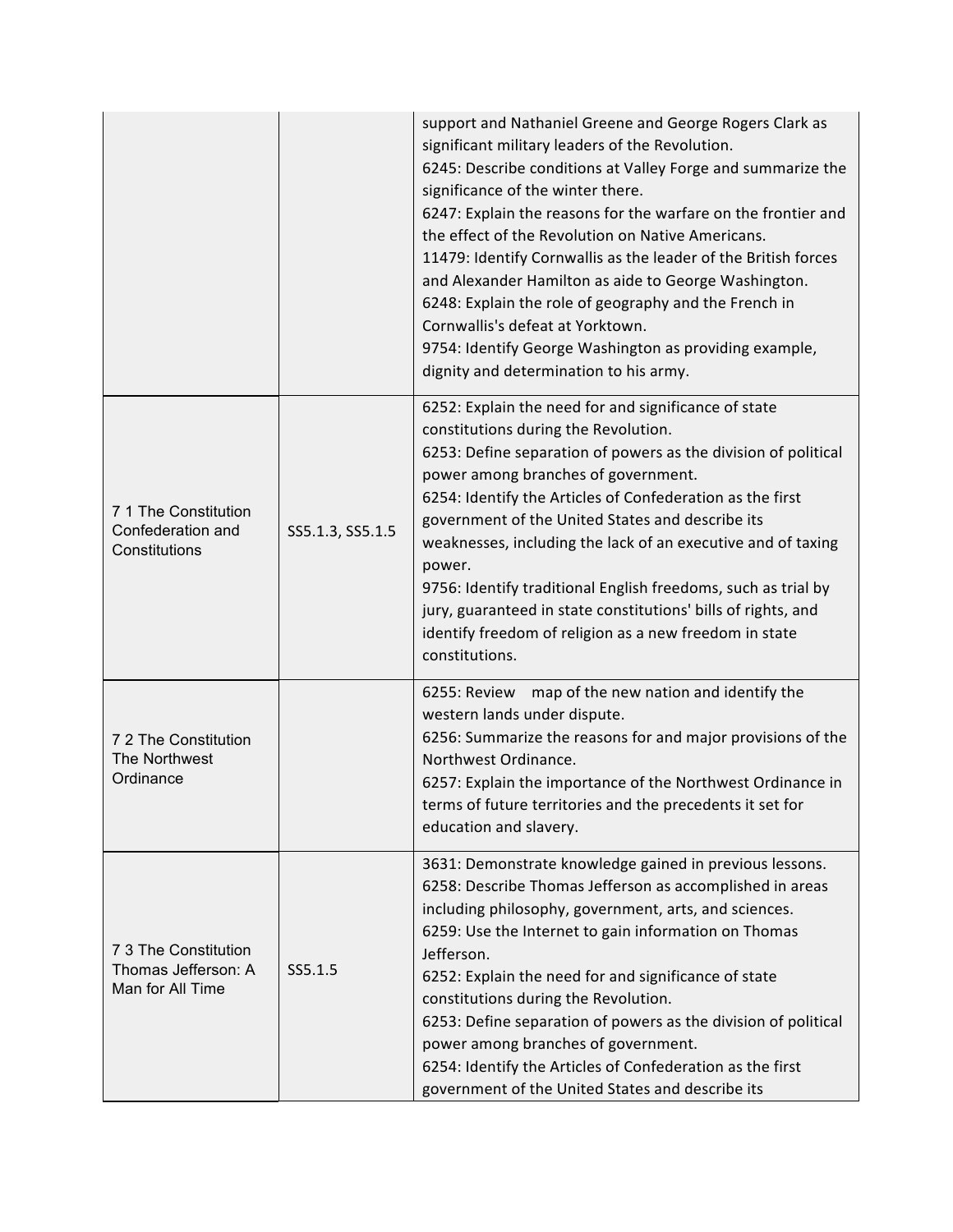|  |  |  |
|---|---|---|
|  |  | support and Nathaniel Greene and George Rogers Clark as significant military leaders of the Revolution.<br>6245: Describe conditions at Valley Forge and summarize the significance of the winter there.<br>6247: Explain the reasons for the warfare on the frontier and the effect of the Revolution on Native Americans.<br>11479: Identify Cornwallis as the leader of the British forces and Alexander Hamilton as aide to George Washington.<br>6248: Explain the role of geography and the French in Cornwallis's defeat at Yorktown.<br>9754: Identify George Washington as providing example, dignity and determination to his army. |
| 7 1 The Constitution Confederation and Constitutions | SS5.1.3, SS5.1.5 | 6252: Explain the need for and significance of state constitutions during the Revolution.<br>6253: Define separation of powers as the division of political power among branches of government.<br>6254: Identify the Articles of Confederation as the first government of the United States and describe its weaknesses, including the lack of an executive and of taxing power.<br>9756: Identify traditional English freedoms, such as trial by jury, guaranteed in state constitutions' bills of rights, and identify freedom of religion as a new freedom in state constitutions. |
| 7 2 The Constitution The Northwest Ordinance |  | 6255: Review map of the new nation and identify the western lands under dispute.<br>6256: Summarize the reasons for and major provisions of the Northwest Ordinance.<br>6257: Explain the importance of the Northwest Ordinance in terms of future territories and the precedents it set for education and slavery. |
| 7 3 The Constitution Thomas Jefferson: A Man for All Time | SS5.1.5 | 3631: Demonstrate knowledge gained in previous lessons.<br>6258: Describe Thomas Jefferson as accomplished in areas including philosophy, government, arts, and sciences.<br>6259: Use the Internet to gain information on Thomas Jefferson.<br>6252: Explain the need for and significance of state constitutions during the Revolution.<br>6253: Define separation of powers as the division of political power among branches of government.<br>6254: Identify the Articles of Confederation as the first government of the United States and describe its |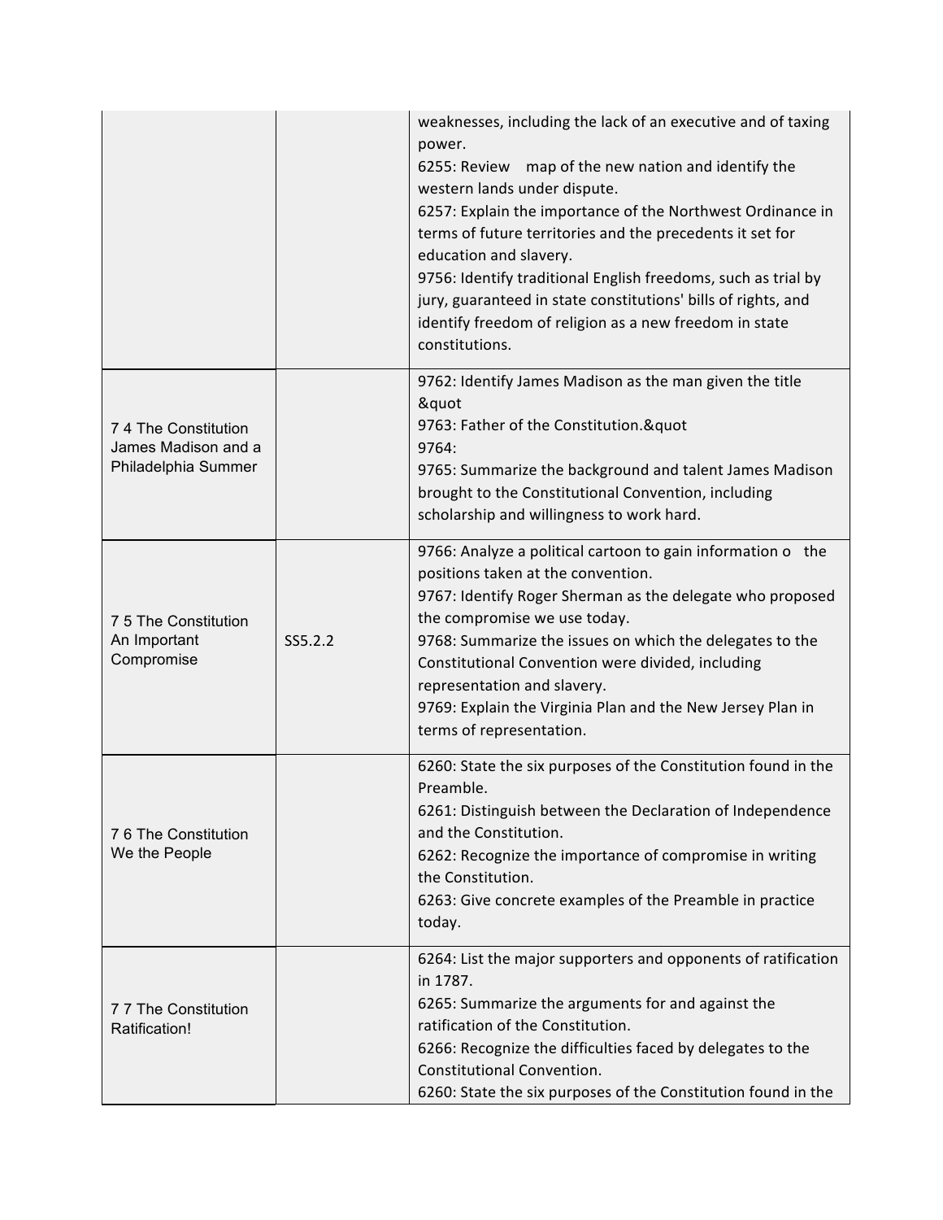| | | |
|---|---|---|
| | | weaknesses, including the lack of an executive and of taxing power.<br>6255: Review map of the new nation and identify the western lands under dispute.<br>6257: Explain the importance of the Northwest Ordinance in terms of future territories and the precedents it set for education and slavery.<br>9756: Identify traditional English freedoms, such as trial by jury, guaranteed in state constitutions' bills of rights, and identify freedom of religion as a new freedom in state constitutions. |
| 7 4 The Constitution James Madison and a Philadelphia Summer | | 9762: Identify James Madison as the man given the title &quot<br>9763: Father of the Constitution.&quot<br>9764:<br>9765: Summarize the background and talent James Madison brought to the Constitutional Convention, including scholarship and willingness to work hard. |
| 7 5 The Constitution An Important Compromise | SS5.2.2 | 9766: Analyze a political cartoon to gain information o the positions taken at the convention.<br>9767: Identify Roger Sherman as the delegate who proposed the compromise we use today.<br>9768: Summarize the issues on which the delegates to the Constitutional Convention were divided, including representation and slavery.<br>9769: Explain the Virginia Plan and the New Jersey Plan in terms of representation. |
| 7 6 The Constitution We the People | | 6260: State the six purposes of the Constitution found in the Preamble.<br>6261: Distinguish between the Declaration of Independence and the Constitution.<br>6262: Recognize the importance of compromise in writing the Constitution.<br>6263: Give concrete examples of the Preamble in practice today. |
| 7 7 The Constitution Ratification! | | 6264: List the major supporters and opponents of ratification in 1787.<br>6265: Summarize the arguments for and against the ratification of the Constitution.<br>6266: Recognize the difficulties faced by delegates to the Constitutional Convention.<br>6260: State the six purposes of the Constitution found in the |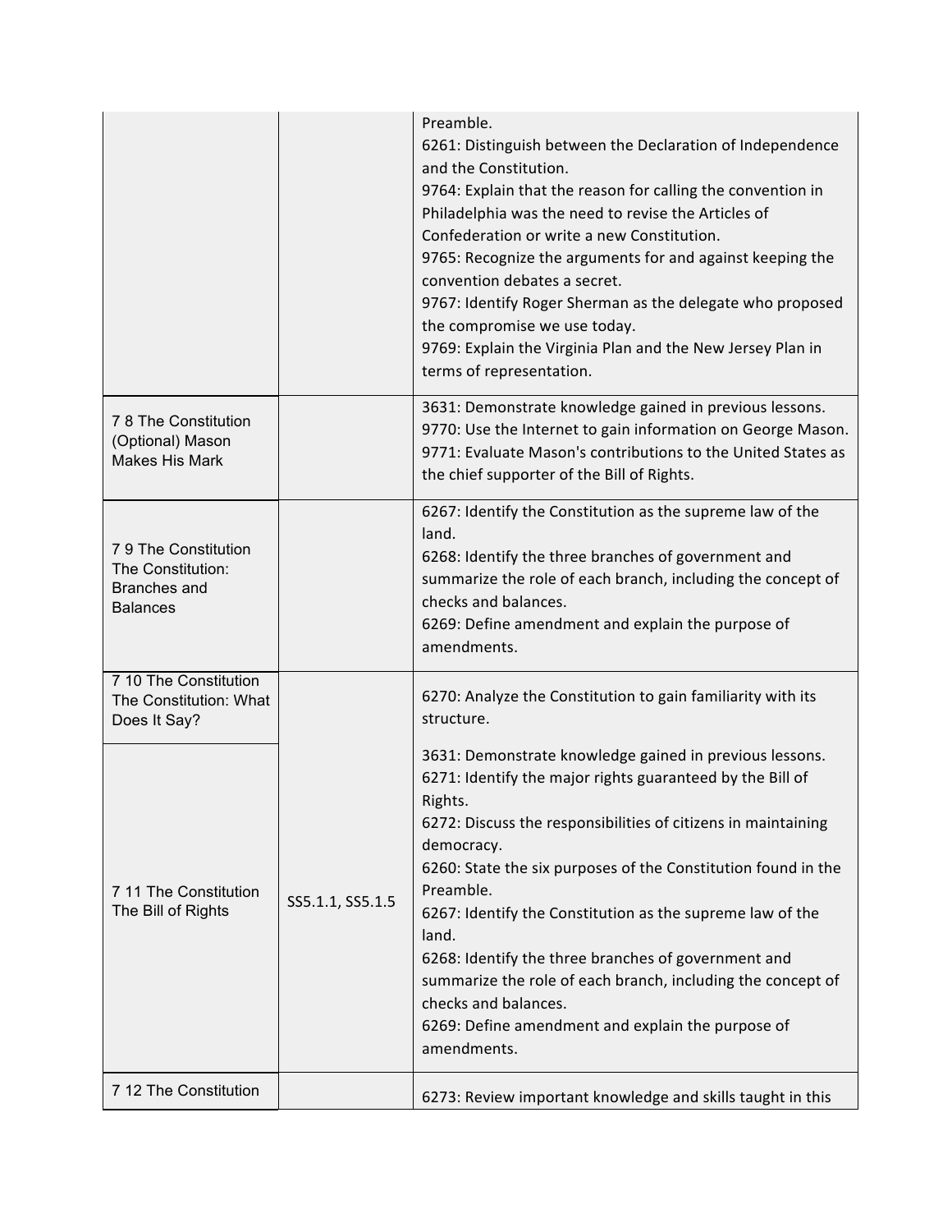| | | |
|---|---|---|
| | | Preamble.<br>6261: Distinguish between the Declaration of Independence and the Constitution.<br>9764: Explain that the reason for calling the convention in Philadelphia was the need to revise the Articles of Confederation or write a new Constitution.<br>9765: Recognize the arguments for and against keeping the convention debates a secret.<br>9767: Identify Roger Sherman as the delegate who proposed the compromise we use today.<br>9769: Explain the Virginia Plan and the New Jersey Plan in terms of representation. |
| 7 8 The Constitution (Optional) Mason Makes His Mark | | 3631: Demonstrate knowledge gained in previous lessons.<br>9770: Use the Internet to gain information on George Mason.<br>9771: Evaluate Mason's contributions to the United States as the chief supporter of the Bill of Rights. |
| 7 9 The Constitution The Constitution: Branches and Balances | | 6267: Identify the Constitution as the supreme law of the land.<br>6268: Identify the three branches of government and summarize the role of each branch, including the concept of checks and balances.<br>6269: Define amendment and explain the purpose of amendments. |
| 7 10 The Constitution The Constitution: What Does It Say? | SS5.1.1, SS5.1.5 | 6270: Analyze the Constitution to gain familiarity with its structure. |
| 7 11 The Constitution The Bill of Rights | SS5.1.1, SS5.1.5 | 3631: Demonstrate knowledge gained in previous lessons.<br>6271: Identify the major rights guaranteed by the Bill of Rights.<br>6272: Discuss the responsibilities of citizens in maintaining democracy.<br>6260: State the six purposes of the Constitution found in the Preamble.<br>6267: Identify the Constitution as the supreme law of the land.<br>6268: Identify the three branches of government and summarize the role of each branch, including the concept of checks and balances.<br>6269: Define amendment and explain the purpose of amendments. |
| 7 12 The Constitution | | 6273: Review important knowledge and skills taught in this |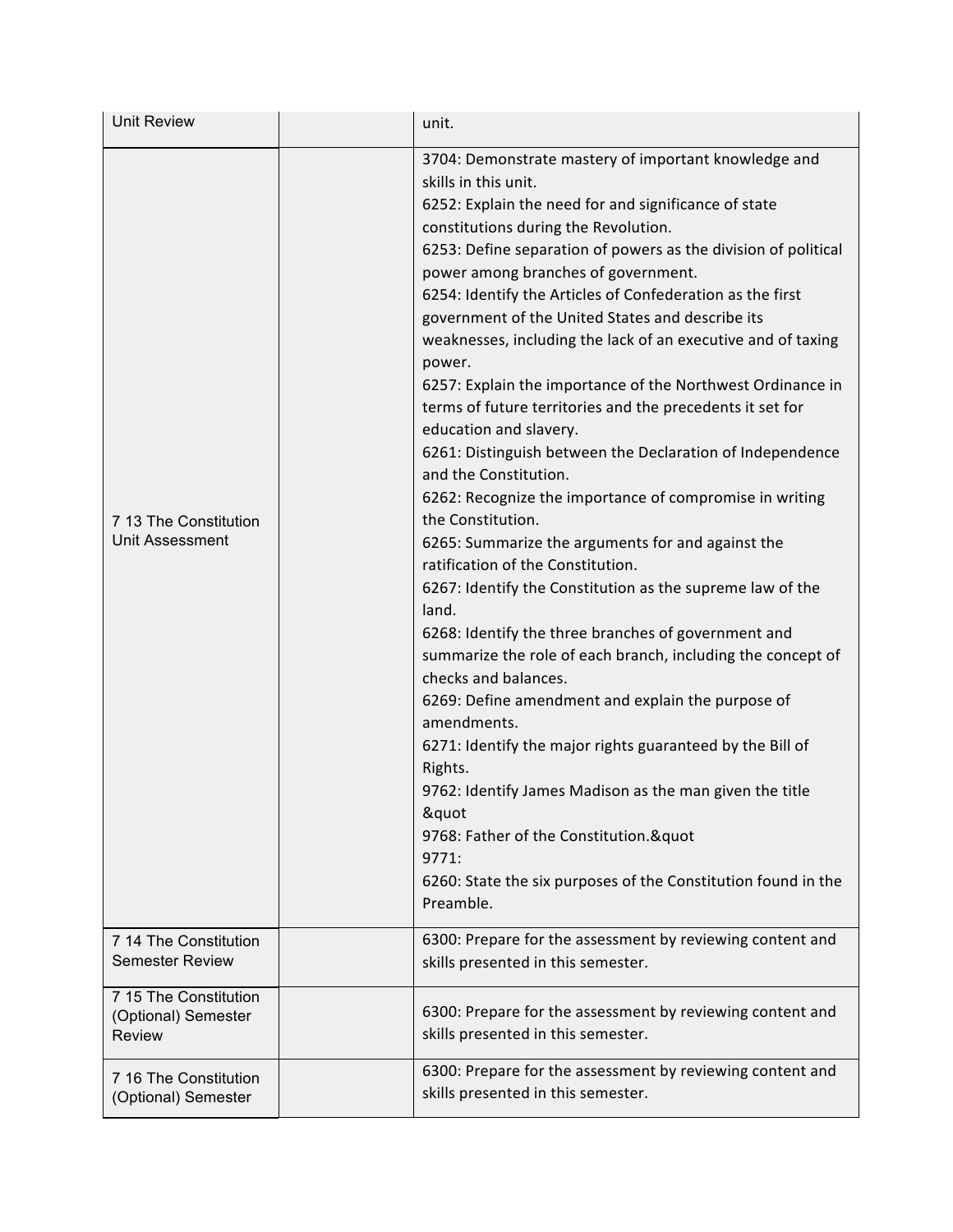| | | |
|---|---|---|
| Unit Review | | unit. |
| 7 13 The Constitution Unit Assessment | | 3704: Demonstrate mastery of important knowledge and skills in this unit.<br>6252: Explain the need for and significance of state constitutions during the Revolution.<br>6253: Define separation of powers as the division of political power among branches of government.<br>6254: Identify the Articles of Confederation as the first government of the United States and describe its weaknesses, including the lack of an executive and of taxing power.<br>6257: Explain the importance of the Northwest Ordinance in terms of future territories and the precedents it set for education and slavery.<br>6261: Distinguish between the Declaration of Independence and the Constitution.<br>6262: Recognize the importance of compromise in writing the Constitution.<br>6265: Summarize the arguments for and against the ratification of the Constitution.<br>6267: Identify the Constitution as the supreme law of the land.<br>6268: Identify the three branches of government and summarize the role of each branch, including the concept of checks and balances.<br>6269: Define amendment and explain the purpose of amendments.<br>6271: Identify the major rights guaranteed by the Bill of Rights.<br>9762: Identify James Madison as the man given the title &quot<br>9768: Father of the Constitution.&quot<br>9771:<br>6260: State the six purposes of the Constitution found in the Preamble. |
| 7 14 The Constitution Semester Review | | 6300: Prepare for the assessment by reviewing content and skills presented in this semester. |
| 7 15 The Constitution (Optional) Semester Review | | 6300: Prepare for the assessment by reviewing content and skills presented in this semester. |
| 7 16 The Constitution (Optional) Semester | | 6300: Prepare for the assessment by reviewing content and skills presented in this semester. |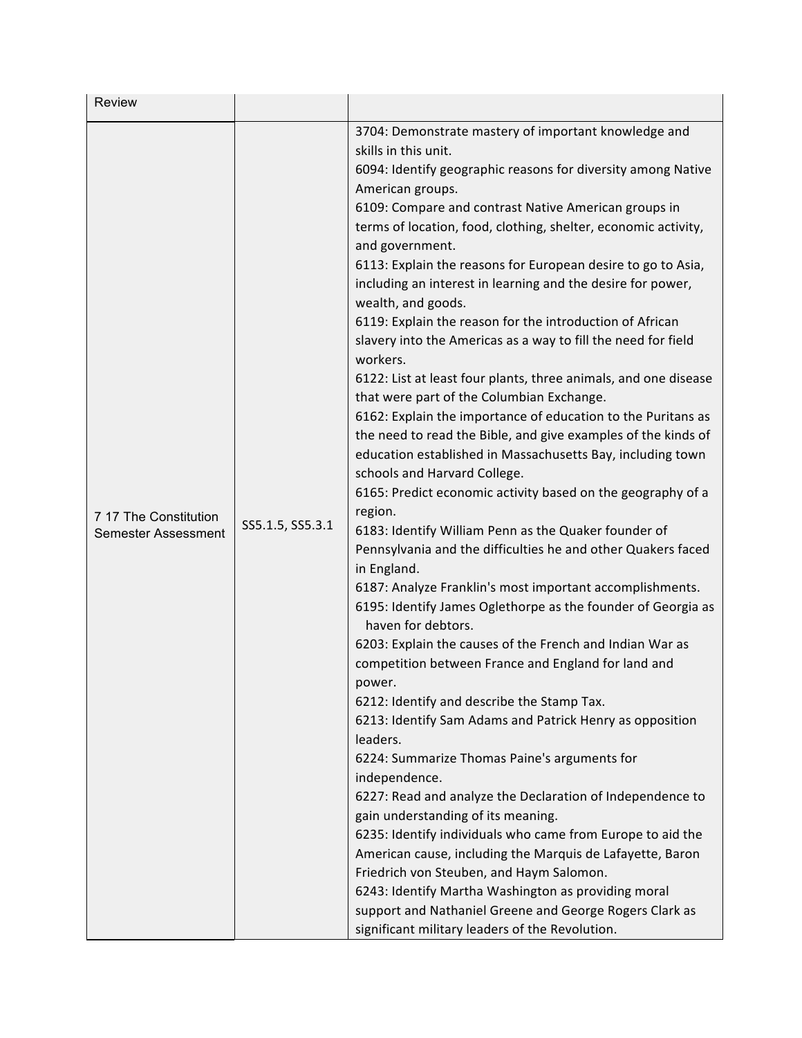| | | |
|---|---|---|
| Review | | |
| 7 17 The Constitution Semester Assessment | SS5.1.5, SS5.3.1 | 3704: Demonstrate mastery of important knowledge and skills in this unit.<br>6094: Identify geographic reasons for diversity among Native American groups.<br>6109: Compare and contrast Native American groups in terms of location, food, clothing, shelter, economic activity, and government.<br>6113: Explain the reasons for European desire to go to Asia, including an interest in learning and the desire for power, wealth, and goods.<br>6119: Explain the reason for the introduction of African slavery into the Americas as a way to fill the need for field workers.<br>6122: List at least four plants, three animals, and one disease that were part of the Columbian Exchange.<br>6162: Explain the importance of education to the Puritans as the need to read the Bible, and give examples of the kinds of education established in Massachusetts Bay, including town schools and Harvard College.<br>6165: Predict economic activity based on the geography of a region.<br>6183: Identify William Penn as the Quaker founder of Pennsylvania and the difficulties he and other Quakers faced in England.<br>6187: Analyze Franklin's most important accomplishments.<br>6195: Identify James Oglethorpe as the founder of Georgia as haven for debtors.<br>6203: Explain the causes of the French and Indian War as competition between France and England for land and power.<br>6212: Identify and describe the Stamp Tax.<br>6213: Identify Sam Adams and Patrick Henry as opposition leaders.<br>6224: Summarize Thomas Paine's arguments for independence.<br>6227: Read and analyze the Declaration of Independence to gain understanding of its meaning.<br>6235: Identify individuals who came from Europe to aid the American cause, including the Marquis de Lafayette, Baron Friedrich von Steuben, and Haym Salomon.<br>6243: Identify Martha Washington as providing moral support and Nathaniel Greene and George Rogers Clark as significant military leaders of the Revolution. |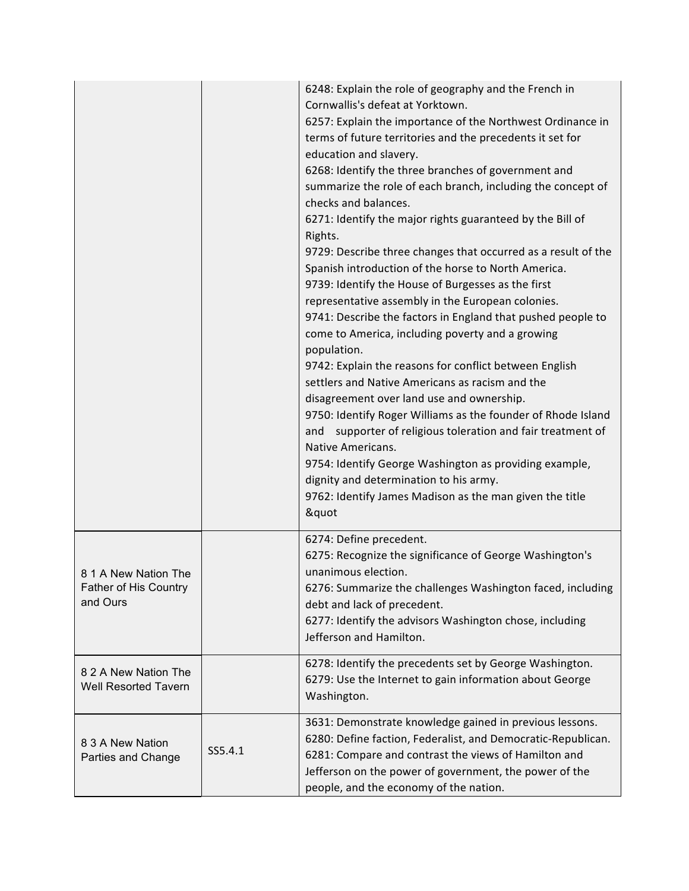| | | |
|---|---|---|
| | | 6248: Explain the role of geography and the French in Cornwallis's defeat at Yorktown.<br>6257: Explain the importance of the Northwest Ordinance in terms of future territories and the precedents it set for education and slavery.<br>6268: Identify the three branches of government and summarize the role of each branch, including the concept of checks and balances.<br>6271: Identify the major rights guaranteed by the Bill of Rights.<br>9729: Describe three changes that occurred as a result of the Spanish introduction of the horse to North America.<br>9739: Identify the House of Burgesses as the first representative assembly in the European colonies.<br>9741: Describe the factors in England that pushed people to come to America, including poverty and a growing population.<br>9742: Explain the reasons for conflict between English settlers and Native Americans as racism and the disagreement over land use and ownership.<br>9750: Identify Roger Williams as the founder of Rhode Island and supporter of religious toleration and fair treatment of Native Americans.<br>9754: Identify George Washington as providing example, dignity and determination to his army.<br>9762: Identify James Madison as the man given the title &quot |
| 8 1 A New Nation The Father of His Country and Ours | | 6274: Define precedent.<br>6275: Recognize the significance of George Washington's unanimous election.<br>6276: Summarize the challenges Washington faced, including debt and lack of precedent.<br>6277: Identify the advisors Washington chose, including Jefferson and Hamilton. |
| 8 2 A New Nation The Well Resorted Tavern | | 6278: Identify the precedents set by George Washington.<br>6279: Use the Internet to gain information about George Washington. |
| 8 3 A New Nation Parties and Change | SS5.4.1 | 3631: Demonstrate knowledge gained in previous lessons.<br>6280: Define faction, Federalist, and Democratic-Republican.<br>6281: Compare and contrast the views of Hamilton and Jefferson on the power of government, the power of the people, and the economy of the nation. |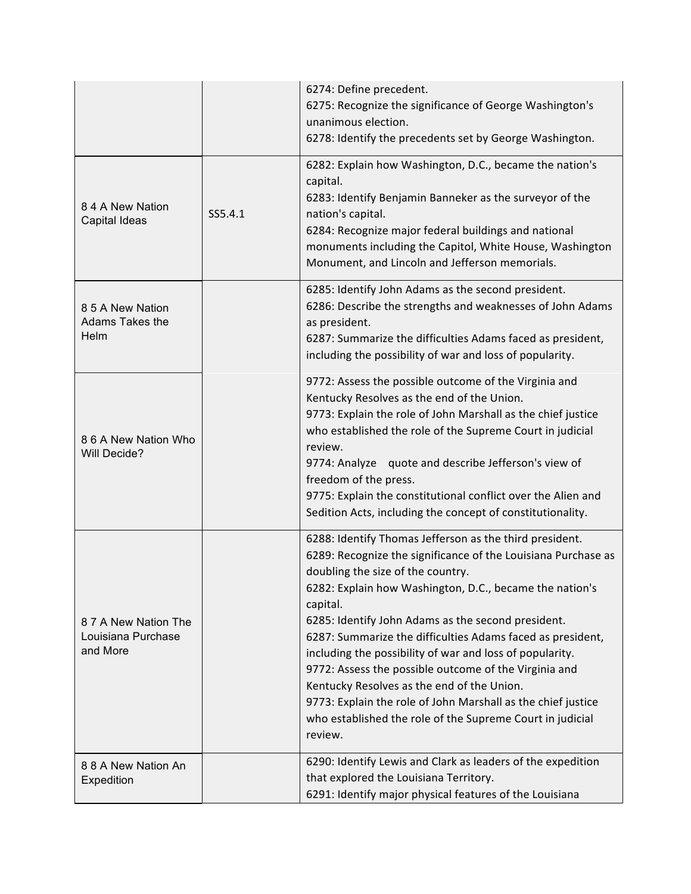| | | |
|---|---|---|
| | | 6274: Define precedent.<br>6275: Recognize the significance of George Washington's unanimous election.<br>6278: Identify the precedents set by George Washington. |
| 8 4 A New Nation Capital Ideas | SS5.4.1 | 6282: Explain how Washington, D.C., became the nation's capital.<br>6283: Identify Benjamin Banneker as the surveyor of the nation's capital.<br>6284: Recognize major federal buildings and national monuments including the Capitol, White House, Washington Monument, and Lincoln and Jefferson memorials. |
| 8 5 A New Nation Adams Takes the Helm | | 6285: Identify John Adams as the second president.<br>6286: Describe the strengths and weaknesses of John Adams as president.<br>6287: Summarize the difficulties Adams faced as president, including the possibility of war and loss of popularity. |
| 8 6 A New Nation Who Will Decide? | | 9772: Assess the possible outcome of the Virginia and Kentucky Resolves as the end of the Union.<br>9773: Explain the role of John Marshall as the chief justice who established the role of the Supreme Court in judicial review.<br>9774: Analyze quote and describe Jefferson's view of freedom of the press.<br>9775: Explain the constitutional conflict over the Alien and Sedition Acts, including the concept of constitutionality. |
| 8 7 A New Nation The Louisiana Purchase and More | | 6288: Identify Thomas Jefferson as the third president.<br>6289: Recognize the significance of the Louisiana Purchase as doubling the size of the country.<br>6282: Explain how Washington, D.C., became the nation's capital.<br>6285: Identify John Adams as the second president.<br>6287: Summarize the difficulties Adams faced as president, including the possibility of war and loss of popularity.<br>9772: Assess the possible outcome of the Virginia and Kentucky Resolves as the end of the Union.<br>9773: Explain the role of John Marshall as the chief justice who established the role of the Supreme Court in judicial review. |
| 8 8 A New Nation An Expedition | | 6290: Identify Lewis and Clark as leaders of the expedition that explored the Louisiana Territory.<br>6291: Identify major physical features of the Louisiana |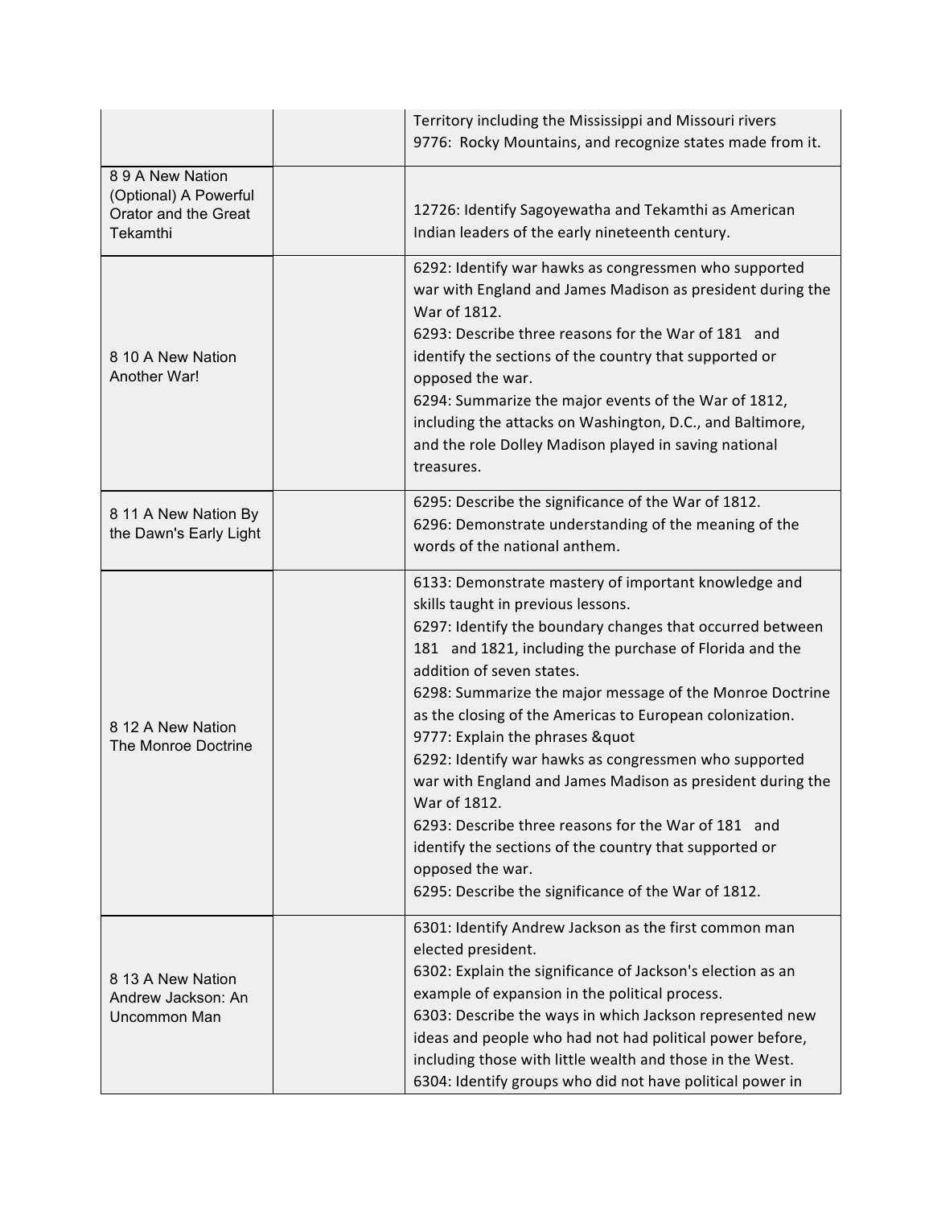| | | |
|---|---|---|
| | | Territory including the Mississippi and Missouri rivers<br>9776: Rocky Mountains, and recognize states made from it. |
| 8 9 A New Nation (Optional) A Powerful Orator and the Great Tekamthi | | 12726: Identify Sagoyewatha and Tekamthi as American Indian leaders of the early nineteenth century. |
| 8 10 A New Nation Another War! | | 6292: Identify war hawks as congressmen who supported war with England and James Madison as president during the War of 1812.<br>6293: Describe three reasons for the War of 181 and identify the sections of the country that supported or opposed the war.<br>6294: Summarize the major events of the War of 1812, including the attacks on Washington, D.C., and Baltimore, and the role Dolley Madison played in saving national treasures. |
| 8 11 A New Nation By the Dawn's Early Light | | 6295: Describe the significance of the War of 1812.<br>6296: Demonstrate understanding of the meaning of the words of the national anthem. |
| 8 12 A New Nation The Monroe Doctrine | | 6133: Demonstrate mastery of important knowledge and skills taught in previous lessons.<br>6297: Identify the boundary changes that occurred between 181 and 1821, including the purchase of Florida and the addition of seven states.<br>6298: Summarize the major message of the Monroe Doctrine as the closing of the Americas to European colonization.<br>9777: Explain the phrases &quot<br>6292: Identify war hawks as congressmen who supported war with England and James Madison as president during the War of 1812.<br>6293: Describe three reasons for the War of 181 and identify the sections of the country that supported or opposed the war.<br>6295: Describe the significance of the War of 1812. |
| 8 13 A New Nation Andrew Jackson: An Uncommon Man | | 6301: Identify Andrew Jackson as the first common man elected president.<br>6302: Explain the significance of Jackson's election as an example of expansion in the political process.<br>6303: Describe the ways in which Jackson represented new ideas and people who had not had political power before, including those with little wealth and those in the West.<br>6304: Identify groups who did not have political power in |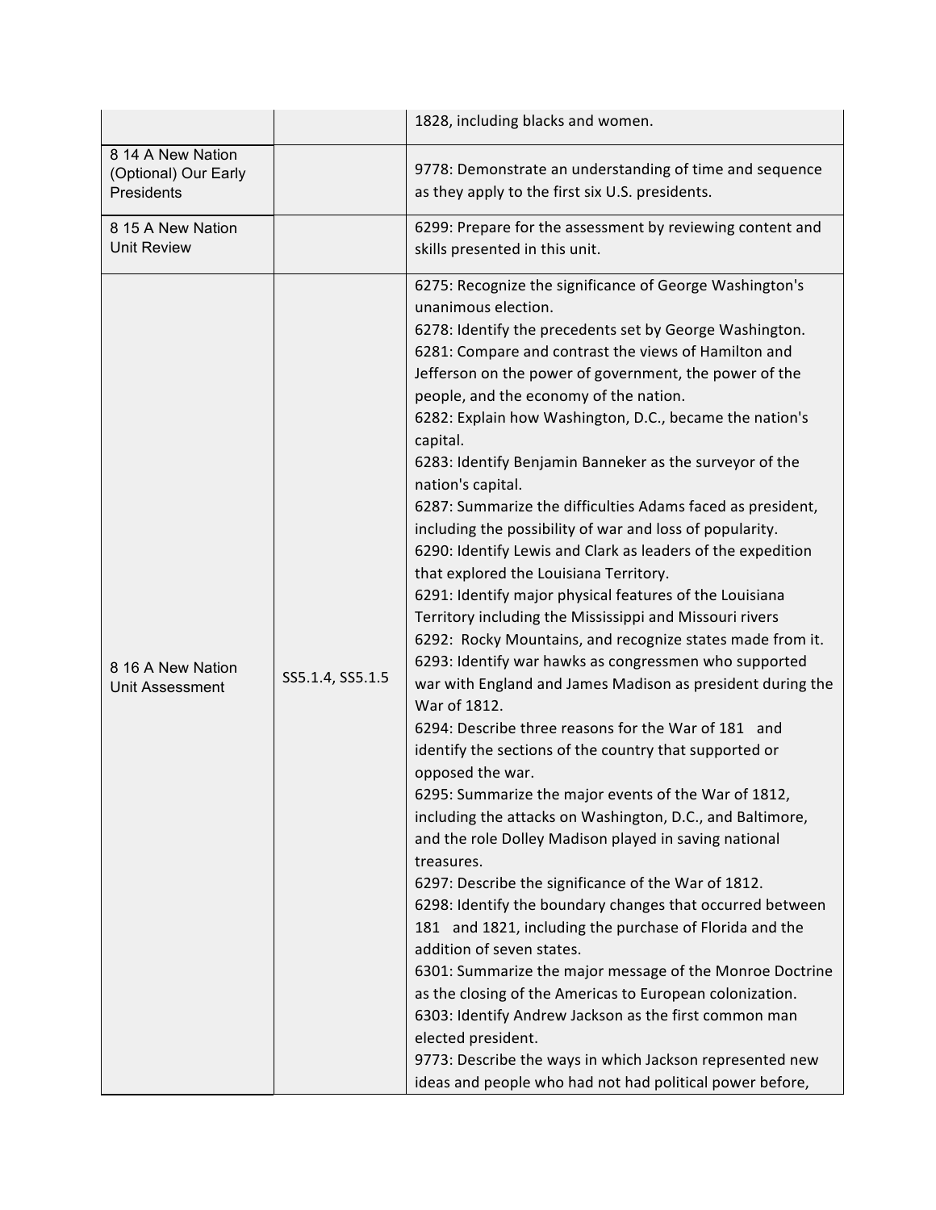| | | |
|---|---|---|
| | | 1828, including blacks and women. |
| 8 14 A New Nation (Optional) Our Early Presidents | | 9778: Demonstrate an understanding of time and sequence as they apply to the first six U.S. presidents. |
| 8 15 A New Nation Unit Review | | 6299: Prepare for the assessment by reviewing content and skills presented in this unit. |
| 8 16 A New Nation Unit Assessment | SS5.1.4, SS5.1.5 | 6275: Recognize the significance of George Washington's unanimous election.<br>6278: Identify the precedents set by George Washington.<br>6281: Compare and contrast the views of Hamilton and Jefferson on the power of government, the power of the people, and the economy of the nation.<br>6282: Explain how Washington, D.C., became the nation's capital.<br>6283: Identify Benjamin Banneker as the surveyor of the nation's capital.<br>6287: Summarize the difficulties Adams faced as president, including the possibility of war and loss of popularity.<br>6290: Identify Lewis and Clark as leaders of the expedition that explored the Louisiana Territory.<br>6291: Identify major physical features of the Louisiana Territory including the Mississippi and Missouri rivers<br>6292: Rocky Mountains, and recognize states made from it.<br>6293: Identify war hawks as congressmen who supported war with England and James Madison as president during the War of 1812.<br>6294: Describe three reasons for the War of 181 and identify the sections of the country that supported or opposed the war.<br>6295: Summarize the major events of the War of 1812, including the attacks on Washington, D.C., and Baltimore, and the role Dolley Madison played in saving national treasures.<br>6297: Describe the significance of the War of 1812.<br>6298: Identify the boundary changes that occurred between 181 and 1821, including the purchase of Florida and the addition of seven states.<br>6301: Summarize the major message of the Monroe Doctrine as the closing of the Americas to European colonization.<br>6303: Identify Andrew Jackson as the first common man elected president.<br>9773: Describe the ways in which Jackson represented new ideas and people who had not had political power before, |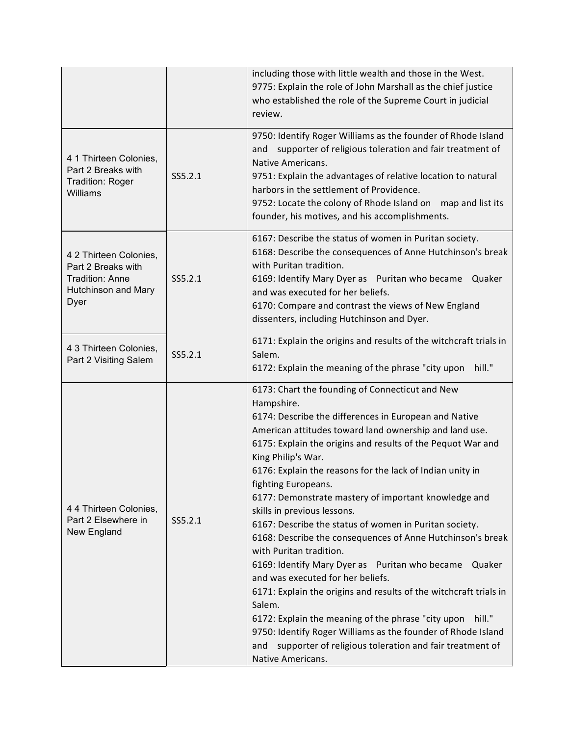| | | |
|---|---|---|
| | | including those with little wealth and those in the West.<br>9775: Explain the role of John Marshall as the chief justice who established the role of the Supreme Court in judicial review. |
| 4 1 Thirteen Colonies, Part 2 Breaks with Tradition: Roger Williams | SS5.2.1 | 9750: Identify Roger Williams as the founder of Rhode Island and supporter of religious toleration and fair treatment of Native Americans.<br>9751: Explain the advantages of relative location to natural harbors in the settlement of Providence.<br>9752: Locate the colony of Rhode Island on map and list its founder, his motives, and his accomplishments. |
| 4 2 Thirteen Colonies, Part 2 Breaks with Tradition: Anne Hutchinson and Mary Dyer | SS5.2.1 | 6167: Describe the status of women in Puritan society.<br>6168: Describe the consequences of Anne Hutchinson's break with Puritan tradition.<br>6169: Identify Mary Dyer as Puritan who became Quaker and was executed for her beliefs.<br>6170: Compare and contrast the views of New England dissenters, including Hutchinson and Dyer. |
| 4 3 Thirteen Colonies, Part 2 Visiting Salem | SS5.2.1 | 6171: Explain the origins and results of the witchcraft trials in Salem.<br>6172: Explain the meaning of the phrase "city upon hill." |
| 4 4 Thirteen Colonies, Part 2 Elsewhere in New England | SS5.2.1 | 6173: Chart the founding of Connecticut and New Hampshire.<br>6174: Describe the differences in European and Native American attitudes toward land ownership and land use.<br>6175: Explain the origins and results of the Pequot War and King Philip's War.<br>6176: Explain the reasons for the lack of Indian unity in fighting Europeans.<br>6177: Demonstrate mastery of important knowledge and skills in previous lessons.<br>6167: Describe the status of women in Puritan society.<br>6168: Describe the consequences of Anne Hutchinson's break with Puritan tradition.<br>6169: Identify Mary Dyer as Puritan who became Quaker and was executed for her beliefs.<br>6171: Explain the origins and results of the witchcraft trials in Salem.<br>6172: Explain the meaning of the phrase "city upon hill."<br>9750: Identify Roger Williams as the founder of Rhode Island and supporter of religious toleration and fair treatment of Native Americans. |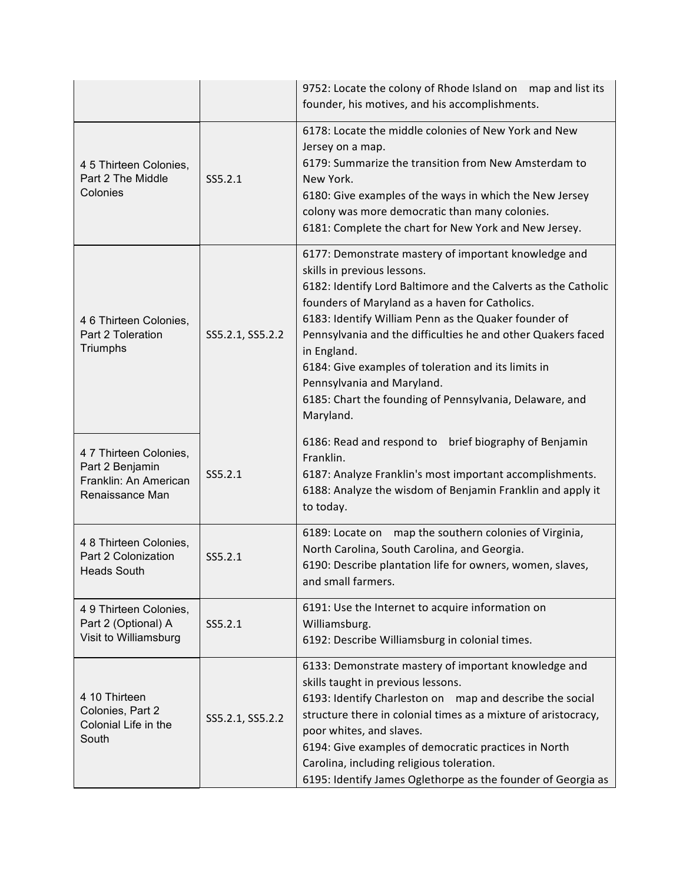| | | |
|---|---|---|
| | | 9752: Locate the colony of Rhode Island on map and list its founder, his motives, and his accomplishments. |
| 4 5 Thirteen Colonies, Part 2 The Middle Colonies | SS5.2.1 | 6178: Locate the middle colonies of New York and New Jersey on a map.<br>6179: Summarize the transition from New Amsterdam to New York.<br>6180: Give examples of the ways in which the New Jersey colony was more democratic than many colonies.<br>6181: Complete the chart for New York and New Jersey. |
| 4 6 Thirteen Colonies, Part 2 Toleration Triumphs | SS5.2.1, SS5.2.2 | 6177: Demonstrate mastery of important knowledge and skills in previous lessons.<br>6182: Identify Lord Baltimore and the Calverts as the Catholic founders of Maryland as a haven for Catholics.<br>6183: Identify William Penn as the Quaker founder of Pennsylvania and the difficulties he and other Quakers faced in England.<br>6184: Give examples of toleration and its limits in Pennsylvania and Maryland.<br>6185: Chart the founding of Pennsylvania, Delaware, and Maryland. |
| 4 7 Thirteen Colonies, Part 2 Benjamin Franklin: An American Renaissance Man | SS5.2.1 | 6186: Read and respond to brief biography of Benjamin Franklin.<br>6187: Analyze Franklin's most important accomplishments.<br>6188: Analyze the wisdom of Benjamin Franklin and apply it to today. |
| 4 8 Thirteen Colonies, Part 2 Colonization Heads South | SS5.2.1 | 6189: Locate on map the southern colonies of Virginia, North Carolina, South Carolina, and Georgia.<br>6190: Describe plantation life for owners, women, slaves, and small farmers. |
| 4 9 Thirteen Colonies, Part 2 (Optional) A Visit to Williamsburg | SS5.2.1 | 6191: Use the Internet to acquire information on Williamsburg.<br>6192: Describe Williamsburg in colonial times. |
| 4 10 Thirteen Colonies, Part 2 Colonial Life in the South | SS5.2.1, SS5.2.2 | 6133: Demonstrate mastery of important knowledge and skills taught in previous lessons.<br>6193: Identify Charleston on map and describe the social structure there in colonial times as a mixture of aristocracy, poor whites, and slaves.<br>6194: Give examples of democratic practices in North Carolina, including religious toleration.<br>6195: Identify James Oglethorpe as the founder of Georgia as |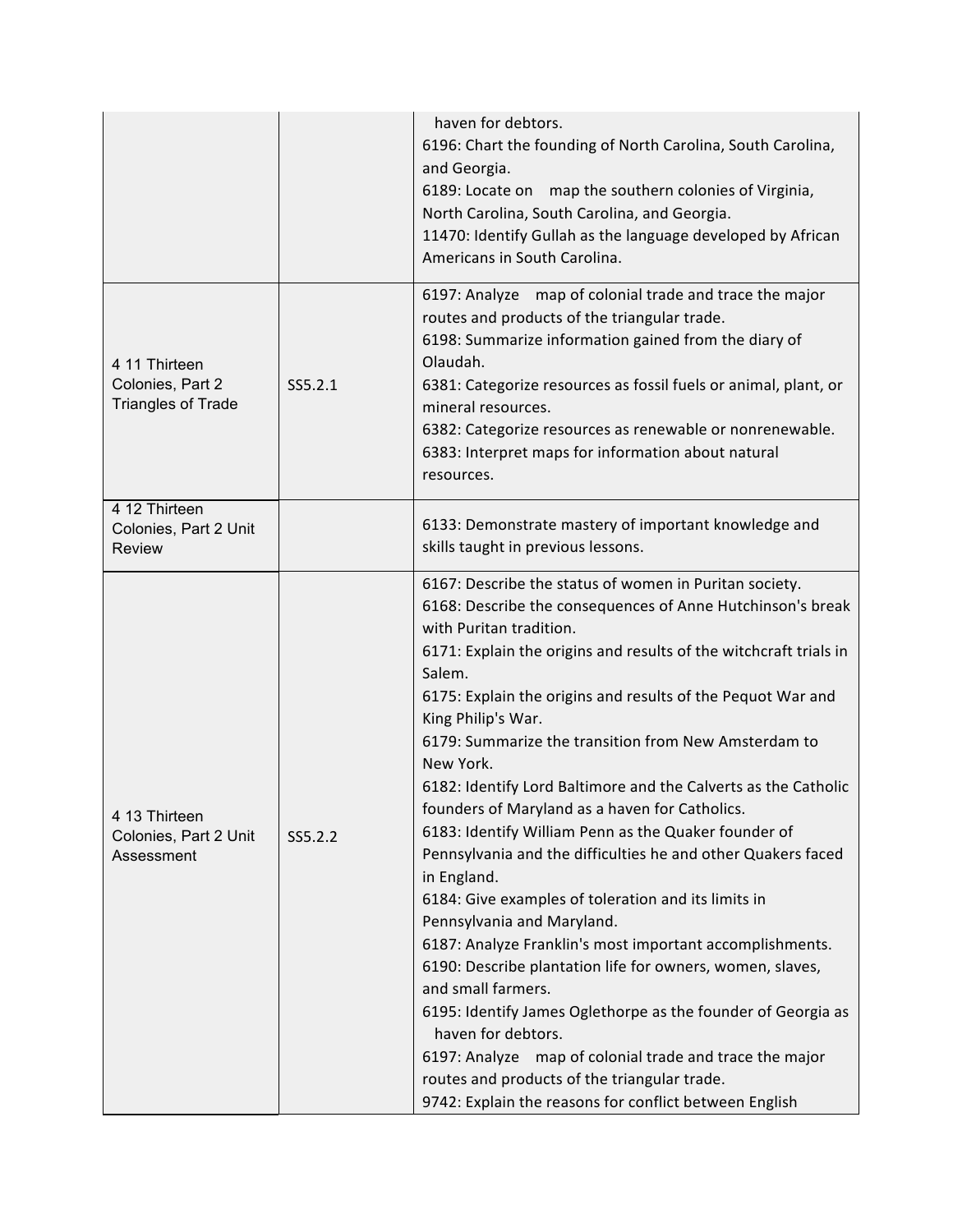| | | |
|---|---|---|
| | | haven for debtors.<br>6196: Chart the founding of North Carolina, South Carolina, and Georgia.<br>6189: Locate on map the southern colonies of Virginia, North Carolina, South Carolina, and Georgia.<br>11470: Identify Gullah as the language developed by African Americans in South Carolina. |
| 4 11 Thirteen Colonies, Part 2 Triangles of Trade | SS5.2.1 | 6197: Analyze map of colonial trade and trace the major routes and products of the triangular trade.<br>6198: Summarize information gained from the diary of Olaudah.<br>6381: Categorize resources as fossil fuels or animal, plant, or mineral resources.<br>6382: Categorize resources as renewable or nonrenewable.<br>6383: Interpret maps for information about natural resources. |
| 4 12 Thirteen Colonies, Part 2 Unit Review | | 6133: Demonstrate mastery of important knowledge and skills taught in previous lessons. |
| 4 13 Thirteen Colonies, Part 2 Unit Assessment | SS5.2.2 | 6167: Describe the status of women in Puritan society.<br>6168: Describe the consequences of Anne Hutchinson's break with Puritan tradition.<br>6171: Explain the origins and results of the witchcraft trials in Salem.<br>6175: Explain the origins and results of the Pequot War and King Philip's War.<br>6179: Summarize the transition from New Amsterdam to New York.<br>6182: Identify Lord Baltimore and the Calverts as the Catholic founders of Maryland as a haven for Catholics.<br>6183: Identify William Penn as the Quaker founder of Pennsylvania and the difficulties he and other Quakers faced in England.<br>6184: Give examples of toleration and its limits in Pennsylvania and Maryland.<br>6187: Analyze Franklin's most important accomplishments.<br>6190: Describe plantation life for owners, women, slaves, and small farmers.<br>6195: Identify James Oglethorpe as the founder of Georgia as haven for debtors.<br>6197: Analyze map of colonial trade and trace the major routes and products of the triangular trade.<br>9742: Explain the reasons for conflict between English |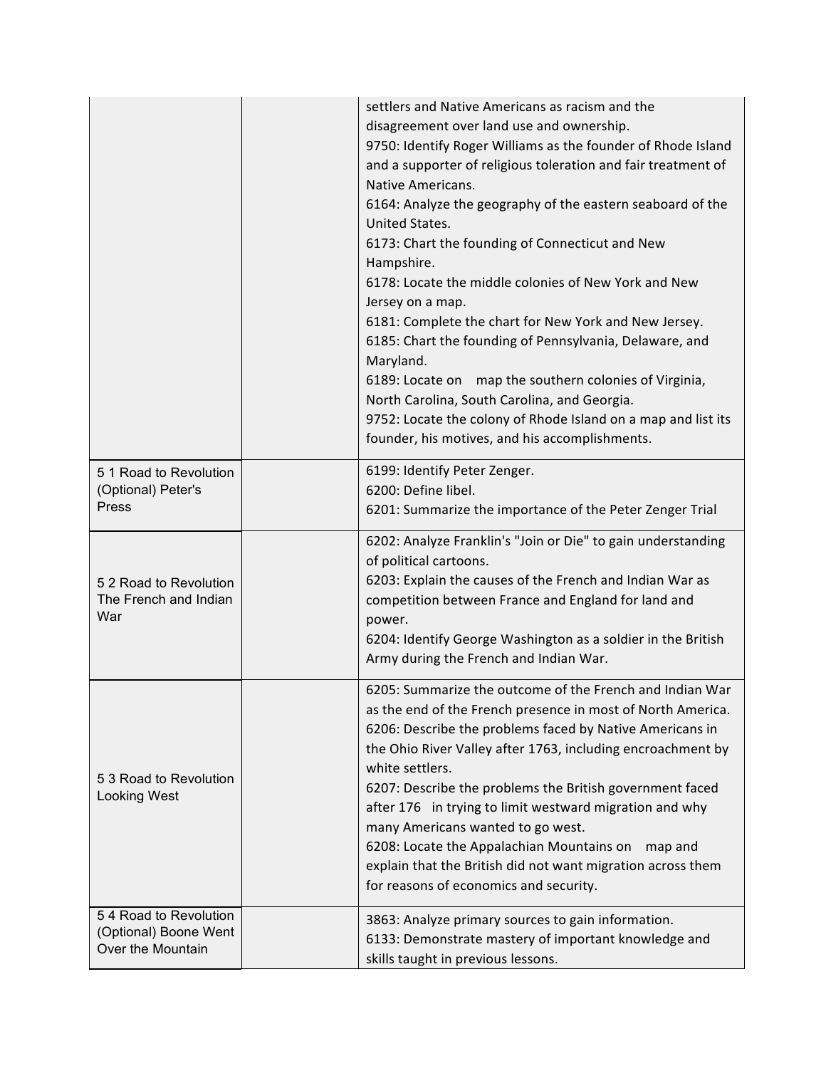| | | |
|---|---|---|
| | | settlers and Native Americans as racism and the disagreement over land use and ownership.<br>9750: Identify Roger Williams as the founder of Rhode Island and a supporter of religious toleration and fair treatment of Native Americans.<br>6164: Analyze the geography of the eastern seaboard of the United States.<br>6173: Chart the founding of Connecticut and New Hampshire.<br>6178: Locate the middle colonies of New York and New Jersey on a map.<br>6181: Complete the chart for New York and New Jersey.<br>6185: Chart the founding of Pennsylvania, Delaware, and Maryland.<br>6189: Locate on map the southern colonies of Virginia, North Carolina, South Carolina, and Georgia.<br>9752: Locate the colony of Rhode Island on a map and list its founder, his motives, and his accomplishments. |
| 5 1 Road to Revolution (Optional) Peter's Press | | 6199: Identify Peter Zenger.<br>6200: Define libel.<br>6201: Summarize the importance of the Peter Zenger Trial |
| 5 2 Road to Revolution The French and Indian War | | 6202: Analyze Franklin's "Join or Die" to gain understanding of political cartoons.<br>6203: Explain the causes of the French and Indian War as competition between France and England for land and power.<br>6204: Identify George Washington as a soldier in the British Army during the French and Indian War. |
| 5 3 Road to Revolution Looking West | | 6205: Summarize the outcome of the French and Indian War as the end of the French presence in most of North America.<br>6206: Describe the problems faced by Native Americans in the Ohio River Valley after 1763, including encroachment by white settlers.<br>6207: Describe the problems the British government faced after 176 in trying to limit westward migration and why many Americans wanted to go west.<br>6208: Locate the Appalachian Mountains on map and explain that the British did not want migration across them for reasons of economics and security. |
| 5 4 Road to Revolution (Optional) Boone Went Over the Mountain | | 3863: Analyze primary sources to gain information.<br>6133: Demonstrate mastery of important knowledge and skills taught in previous lessons. |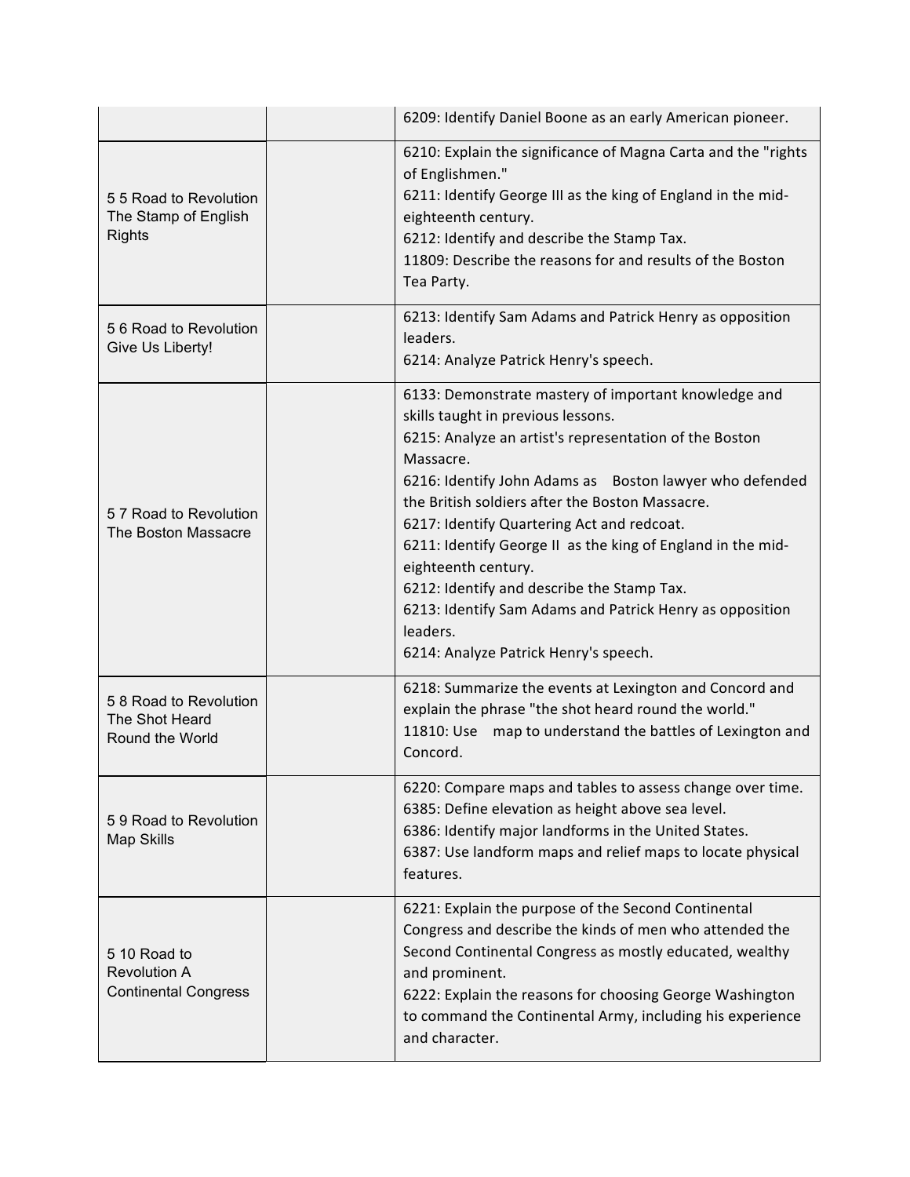| | | |
|---|---|---|
| | | 6209: Identify Daniel Boone as an early American pioneer. |
| 5 5 Road to Revolution The Stamp of English Rights | | 6210: Explain the significance of Magna Carta and the "rights of Englishmen."<br>6211: Identify George III as the king of England in the mid-eighteenth century.<br>6212: Identify and describe the Stamp Tax.<br>11809: Describe the reasons for and results of the Boston Tea Party. |
| 5 6 Road to Revolution Give Us Liberty! | | 6213: Identify Sam Adams and Patrick Henry as opposition leaders.<br>6214: Analyze Patrick Henry's speech. |
| 5 7 Road to Revolution The Boston Massacre | | 6133: Demonstrate mastery of important knowledge and skills taught in previous lessons.<br>6215: Analyze an artist's representation of the Boston Massacre.<br>6216: Identify John Adams as Boston lawyer who defended the British soldiers after the Boston Massacre.<br>6217: Identify Quartering Act and redcoat.<br>6211: Identify George II as the king of England in the mid-eighteenth century.<br>6212: Identify and describe the Stamp Tax.<br>6213: Identify Sam Adams and Patrick Henry as opposition leaders.<br>6214: Analyze Patrick Henry's speech. |
| 5 8 Road to Revolution The Shot Heard Round the World | | 6218: Summarize the events at Lexington and Concord and explain the phrase "the shot heard round the world."<br>11810: Use map to understand the battles of Lexington and Concord. |
| 5 9 Road to Revolution Map Skills | | 6220: Compare maps and tables to assess change over time.<br>6385: Define elevation as height above sea level.<br>6386: Identify major landforms in the United States.<br>6387: Use landform maps and relief maps to locate physical features. |
| 5 10 Road to Revolution A Continental Congress | | 6221: Explain the purpose of the Second Continental Congress and describe the kinds of men who attended the Second Continental Congress as mostly educated, wealthy and prominent.<br>6222: Explain the reasons for choosing George Washington to command the Continental Army, including his experience and character. |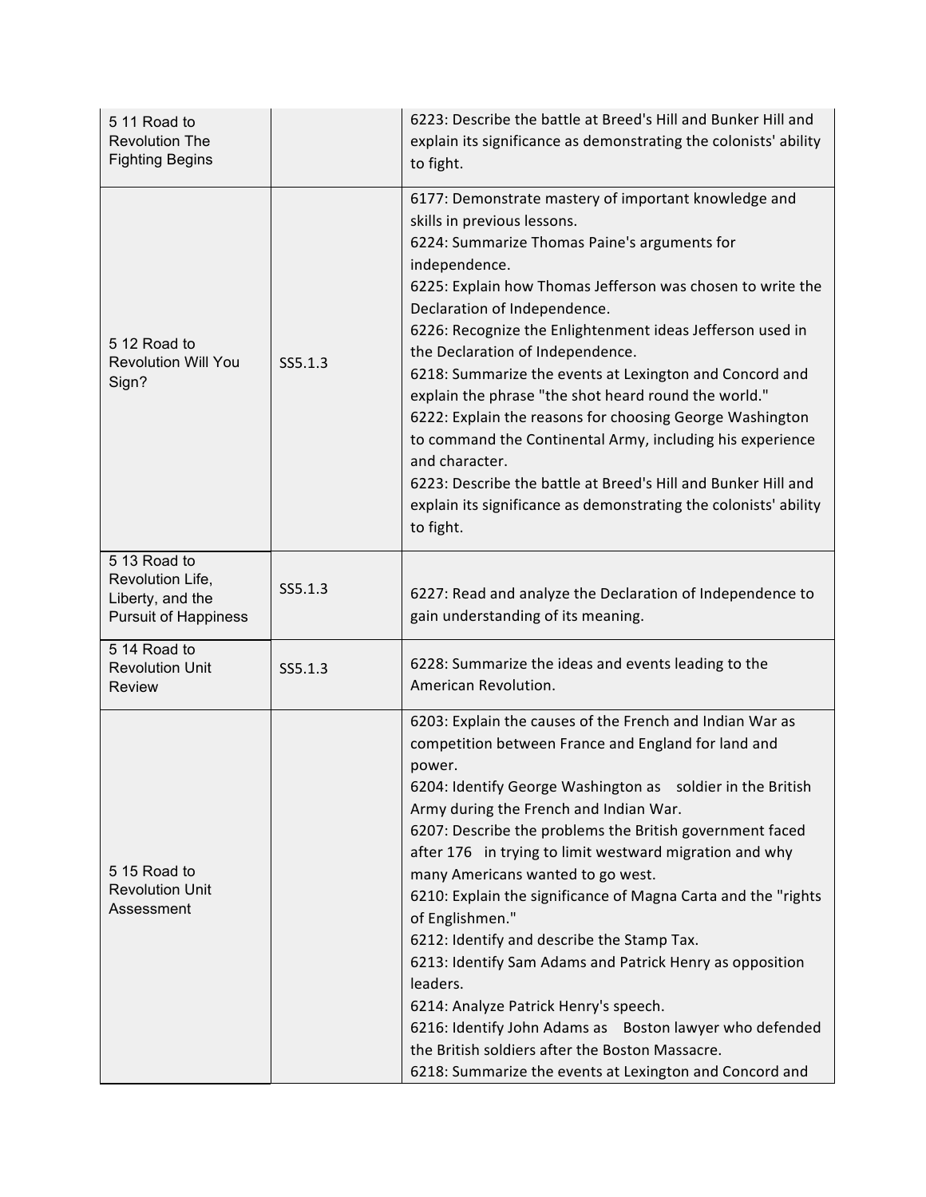| | | |
|---|---|---|
| 5 11 Road to Revolution The Fighting Begins | | 6223: Describe the battle at Breed's Hill and Bunker Hill and explain its significance as demonstrating the colonists' ability to fight. |
| 5 12 Road to Revolution Will You Sign? | SS5.1.3 | 6177: Demonstrate mastery of important knowledge and skills in previous lessons.<br>6224: Summarize Thomas Paine's arguments for independence.<br>6225: Explain how Thomas Jefferson was chosen to write the Declaration of Independence.<br>6226: Recognize the Enlightenment ideas Jefferson used in the Declaration of Independence.<br>6218: Summarize the events at Lexington and Concord and explain the phrase "the shot heard round the world."<br>6222: Explain the reasons for choosing George Washington to command the Continental Army, including his experience and character.<br>6223: Describe the battle at Breed's Hill and Bunker Hill and explain its significance as demonstrating the colonists' ability to fight. |
| 5 13 Road to Revolution Life, Liberty, and the Pursuit of Happiness | SS5.1.3 | 6227: Read and analyze the Declaration of Independence to gain understanding of its meaning. |
| 5 14 Road to Revolution Unit Review | SS5.1.3 | 6228: Summarize the ideas and events leading to the American Revolution. |
| 5 15 Road to Revolution Unit Assessment | | 6203: Explain the causes of the French and Indian War as competition between France and England for land and power.<br>6204: Identify George Washington as soldier in the British Army during the French and Indian War.<br>6207: Describe the problems the British government faced after 176 in trying to limit westward migration and why many Americans wanted to go west.<br>6210: Explain the significance of Magna Carta and the "rights of Englishmen."<br>6212: Identify and describe the Stamp Tax.<br>6213: Identify Sam Adams and Patrick Henry as opposition leaders.<br>6214: Analyze Patrick Henry's speech.<br>6216: Identify John Adams as Boston lawyer who defended the British soldiers after the Boston Massacre.<br>6218: Summarize the events at Lexington and Concord and |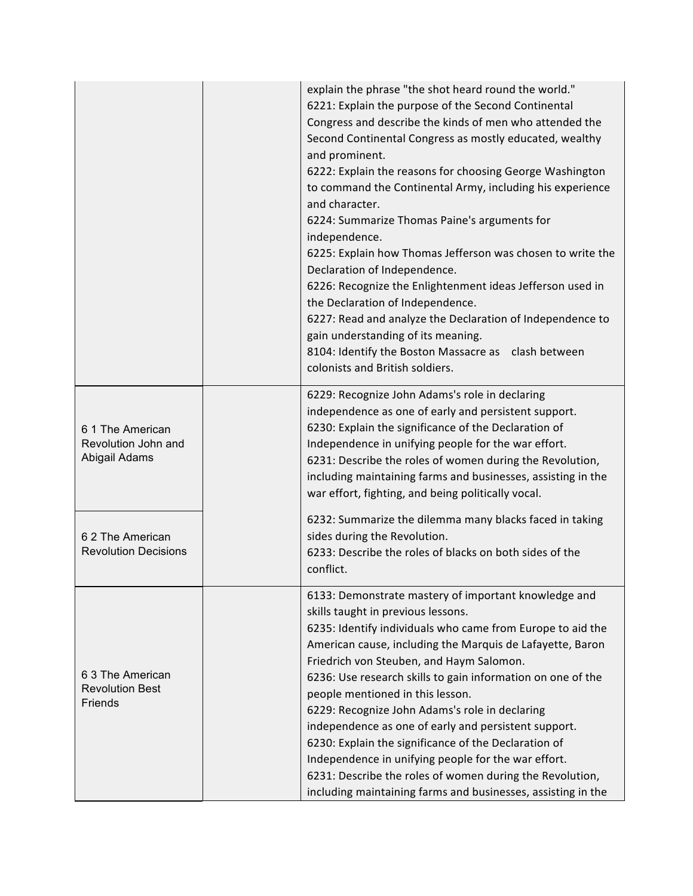| | | |
|---|---|---|
| | | explain the phrase "the shot heard round the world."<br>6221: Explain the purpose of the Second Continental Congress and describe the kinds of men who attended the Second Continental Congress as mostly educated, wealthy and prominent.<br>6222: Explain the reasons for choosing George Washington to command the Continental Army, including his experience and character.<br>6224: Summarize Thomas Paine's arguments for independence.<br>6225: Explain how Thomas Jefferson was chosen to write the Declaration of Independence.<br>6226: Recognize the Enlightenment ideas Jefferson used in the Declaration of Independence.<br>6227: Read and analyze the Declaration of Independence to gain understanding of its meaning.<br>8104: Identify the Boston Massacre as clash between colonists and British soldiers. |
| 6 1 The American Revolution John and Abigail Adams | | 6229: Recognize John Adams's role in declaring independence as one of early and persistent support.<br>6230: Explain the significance of the Declaration of Independence in unifying people for the war effort.<br>6231: Describe the roles of women during the Revolution, including maintaining farms and businesses, assisting in the war effort, fighting, and being politically vocal. |
| 6 2 The American Revolution Decisions | | 6232: Summarize the dilemma many blacks faced in taking sides during the Revolution.<br>6233: Describe the roles of blacks on both sides of the conflict. |
| 6 3 The American Revolution Best Friends | | 6133: Demonstrate mastery of important knowledge and skills taught in previous lessons.<br>6235: Identify individuals who came from Europe to aid the American cause, including the Marquis de Lafayette, Baron Friedrich von Steuben, and Haym Salomon.<br>6236: Use research skills to gain information on one of the people mentioned in this lesson.<br>6229: Recognize John Adams's role in declaring independence as one of early and persistent support.<br>6230: Explain the significance of the Declaration of Independence in unifying people for the war effort.<br>6231: Describe the roles of women during the Revolution, including maintaining farms and businesses, assisting in the |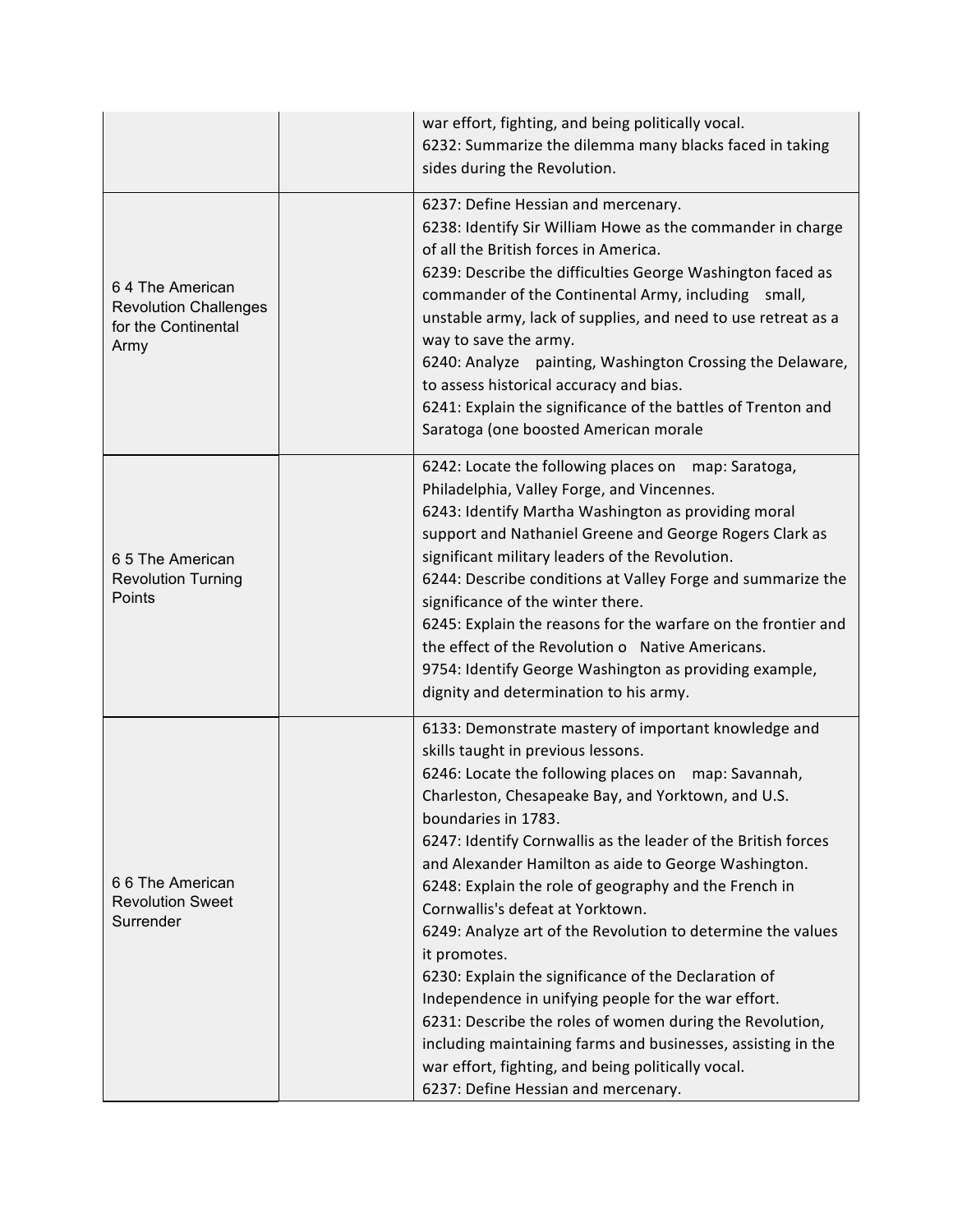| | | |
|---|---|---|
| | | war effort, fighting, and being politically vocal.<br>6232: Summarize the dilemma many blacks faced in taking sides during the Revolution. |
| 6 4 The American Revolution Challenges for the Continental Army | | 6237: Define Hessian and mercenary.<br>6238: Identify Sir William Howe as the commander in charge of all the British forces in America.<br>6239: Describe the difficulties George Washington faced as commander of the Continental Army, including small, unstable army, lack of supplies, and need to use retreat as a way to save the army.<br>6240: Analyze painting, Washington Crossing the Delaware, to assess historical accuracy and bias.<br>6241: Explain the significance of the battles of Trenton and Saratoga (one boosted American morale |
| 6 5 The American Revolution Turning Points | | 6242: Locate the following places on map: Saratoga, Philadelphia, Valley Forge, and Vincennes.<br>6243: Identify Martha Washington as providing moral support and Nathaniel Greene and George Rogers Clark as significant military leaders of the Revolution.<br>6244: Describe conditions at Valley Forge and summarize the significance of the winter there.<br>6245: Explain the reasons for the warfare on the frontier and the effect of the Revolution o Native Americans.<br>9754: Identify George Washington as providing example, dignity and determination to his army. |
| 6 6 The American Revolution Sweet Surrender | | 6133: Demonstrate mastery of important knowledge and skills taught in previous lessons.<br>6246: Locate the following places on map: Savannah, Charleston, Chesapeake Bay, and Yorktown, and U.S. boundaries in 1783.<br>6247: Identify Cornwallis as the leader of the British forces and Alexander Hamilton as aide to George Washington.<br>6248: Explain the role of geography and the French in Cornwallis's defeat at Yorktown.<br>6249: Analyze art of the Revolution to determine the values it promotes.<br>6230: Explain the significance of the Declaration of Independence in unifying people for the war effort.<br>6231: Describe the roles of women during the Revolution, including maintaining farms and businesses, assisting in the war effort, fighting, and being politically vocal.<br>6237: Define Hessian and mercenary. |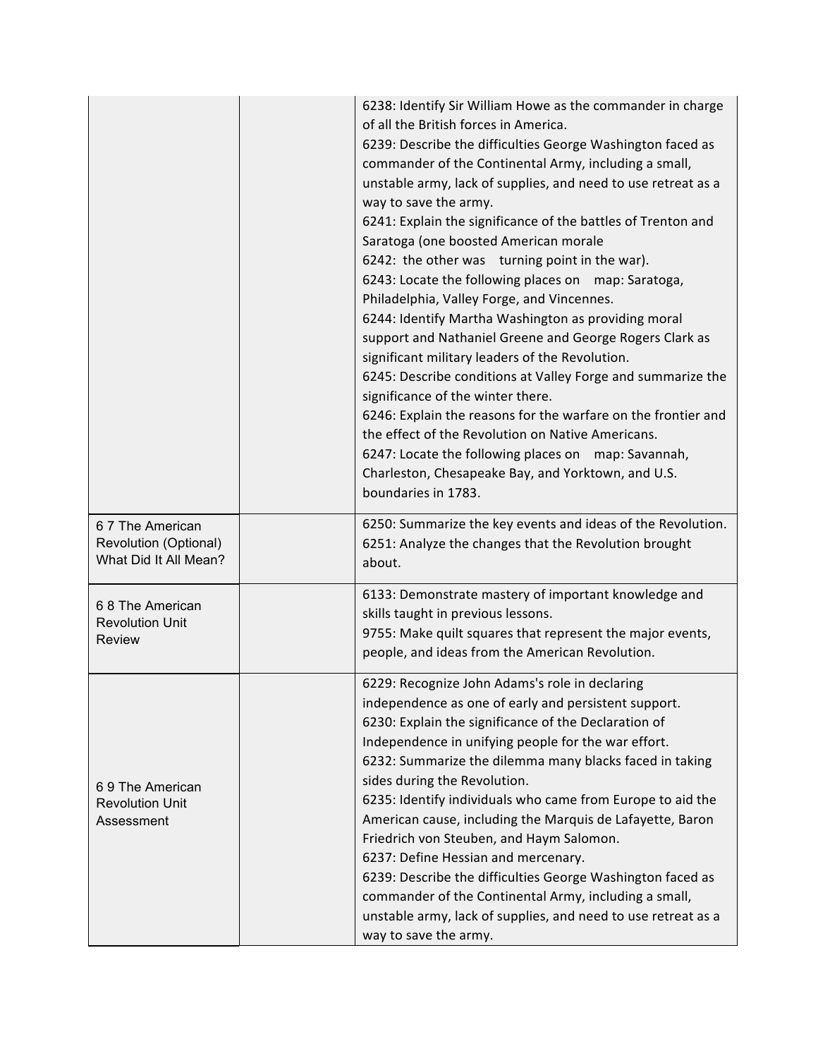| | | |
|---|---|---|
| | | 6238: Identify Sir William Howe as the commander in charge of all the British forces in America.<br>6239: Describe the difficulties George Washington faced as commander of the Continental Army, including a small, unstable army, lack of supplies, and need to use retreat as a way to save the army.<br>6241: Explain the significance of the battles of Trenton and Saratoga (one boosted American morale<br>6242: the other was turning point in the war).<br>6243: Locate the following places on map: Saratoga, Philadelphia, Valley Forge, and Vincennes.<br>6244: Identify Martha Washington as providing moral support and Nathaniel Greene and George Rogers Clark as significant military leaders of the Revolution.<br>6245: Describe conditions at Valley Forge and summarize the significance of the winter there.<br>6246: Explain the reasons for the warfare on the frontier and the effect of the Revolution on Native Americans.<br>6247: Locate the following places on map: Savannah, Charleston, Chesapeake Bay, and Yorktown, and U.S. boundaries in 1783. |
| 6 7 The American Revolution (Optional) What Did It All Mean? | | 6250: Summarize the key events and ideas of the Revolution.<br>6251: Analyze the changes that the Revolution brought about. |
| 6 8 The American Revolution Unit Review | | 6133: Demonstrate mastery of important knowledge and skills taught in previous lessons.<br>9755: Make quilt squares that represent the major events, people, and ideas from the American Revolution. |
| 6 9 The American Revolution Unit Assessment | | 6229: Recognize John Adams's role in declaring independence as one of early and persistent support.<br>6230: Explain the significance of the Declaration of Independence in unifying people for the war effort.<br>6232: Summarize the dilemma many blacks faced in taking sides during the Revolution.<br>6235: Identify individuals who came from Europe to aid the American cause, including the Marquis de Lafayette, Baron Friedrich von Steuben, and Haym Salomon.<br>6237: Define Hessian and mercenary.<br>6239: Describe the difficulties George Washington faced as commander of the Continental Army, including a small, unstable army, lack of supplies, and need to use retreat as a way to save the army. |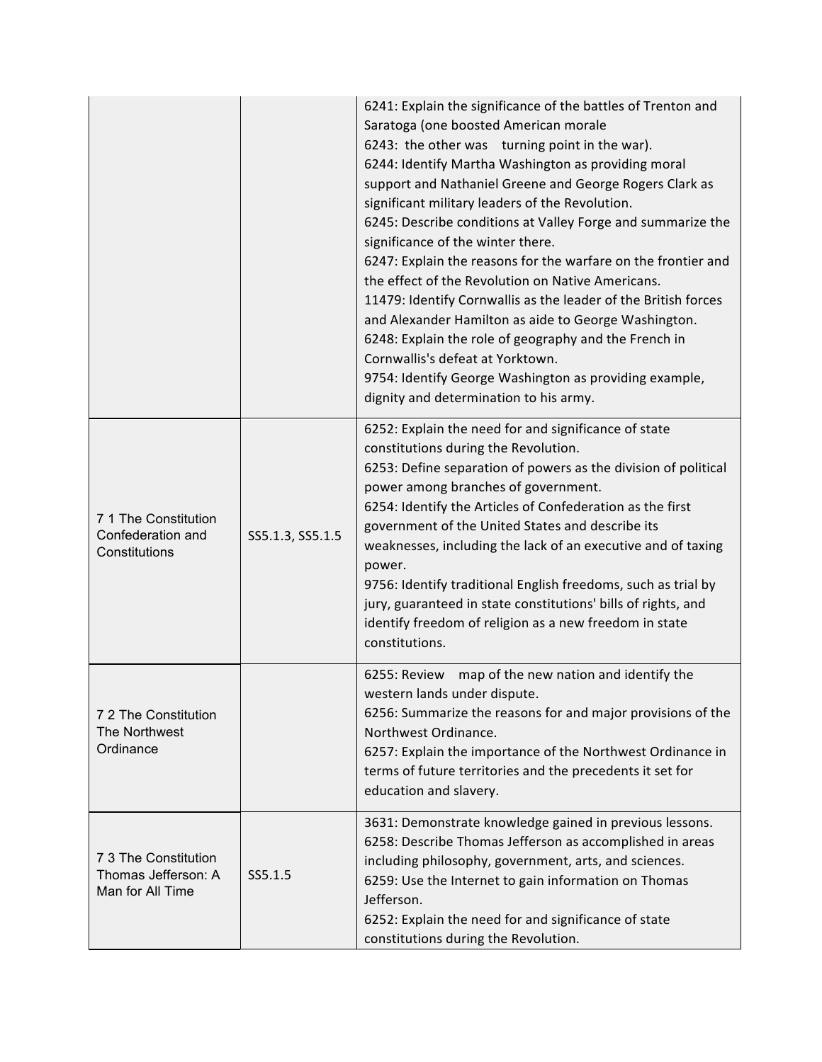| | | |
|---|---|---|
| | | 6241: Explain the significance of the battles of Trenton and Saratoga (one boosted American morale<br>6243: the other was turning point in the war).<br>6244: Identify Martha Washington as providing moral support and Nathaniel Greene and George Rogers Clark as significant military leaders of the Revolution.<br>6245: Describe conditions at Valley Forge and summarize the significance of the winter there.<br>6247: Explain the reasons for the warfare on the frontier and the effect of the Revolution on Native Americans.<br>11479: Identify Cornwallis as the leader of the British forces and Alexander Hamilton as aide to George Washington.<br>6248: Explain the role of geography and the French in Cornwallis's defeat at Yorktown.<br>9754: Identify George Washington as providing example, dignity and determination to his army. |
| 7 1 The Constitution Confederation and Constitutions | SS5.1.3, SS5.1.5 | 6252: Explain the need for and significance of state constitutions during the Revolution.<br>6253: Define separation of powers as the division of political power among branches of government.<br>6254: Identify the Articles of Confederation as the first government of the United States and describe its weaknesses, including the lack of an executive and of taxing power.<br>9756: Identify traditional English freedoms, such as trial by jury, guaranteed in state constitutions' bills of rights, and identify freedom of religion as a new freedom in state constitutions. |
| 7 2 The Constitution The Northwest Ordinance | | 6255: Review map of the new nation and identify the western lands under dispute.<br>6256: Summarize the reasons for and major provisions of the Northwest Ordinance.<br>6257: Explain the importance of the Northwest Ordinance in terms of future territories and the precedents it set for education and slavery. |
| 7 3 The Constitution Thomas Jefferson: A Man for All Time | SS5.1.5 | 3631: Demonstrate knowledge gained in previous lessons.<br>6258: Describe Thomas Jefferson as accomplished in areas including philosophy, government, arts, and sciences.<br>6259: Use the Internet to gain information on Thomas Jefferson.<br>6252: Explain the need for and significance of state constitutions during the Revolution. |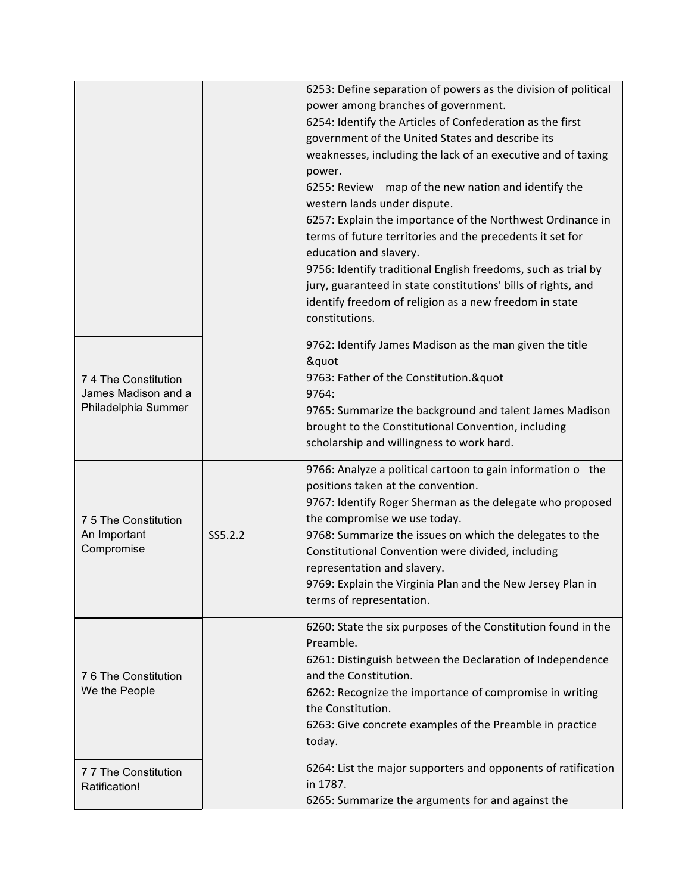| | | |
|---|---|---|
| | | 6253: Define separation of powers as the division of political power among branches of government.<br>6254: Identify the Articles of Confederation as the first government of the United States and describe its weaknesses, including the lack of an executive and of taxing power.<br>6255: Review map of the new nation and identify the western lands under dispute.<br>6257: Explain the importance of the Northwest Ordinance in terms of future territories and the precedents it set for education and slavery.<br>9756: Identify traditional English freedoms, such as trial by jury, guaranteed in state constitutions' bills of rights, and identify freedom of religion as a new freedom in state constitutions. |
| 7 4 The Constitution James Madison and a Philadelphia Summer | | 9762: Identify James Madison as the man given the title &quot<br>9763: Father of the Constitution.&quot<br>9764:<br>9765: Summarize the background and talent James Madison brought to the Constitutional Convention, including scholarship and willingness to work hard. |
| 7 5 The Constitution An Important Compromise | SS5.2.2 | 9766: Analyze a political cartoon to gain information o the positions taken at the convention.<br>9767: Identify Roger Sherman as the delegate who proposed the compromise we use today.<br>9768: Summarize the issues on which the delegates to the Constitutional Convention were divided, including representation and slavery.<br>9769: Explain the Virginia Plan and the New Jersey Plan in terms of representation. |
| 7 6 The Constitution We the People | | 6260: State the six purposes of the Constitution found in the Preamble.<br>6261: Distinguish between the Declaration of Independence and the Constitution.<br>6262: Recognize the importance of compromise in writing the Constitution.<br>6263: Give concrete examples of the Preamble in practice today. |
| 7 7 The Constitution Ratification! | | 6264: List the major supporters and opponents of ratification in 1787.<br>6265: Summarize the arguments for and against the |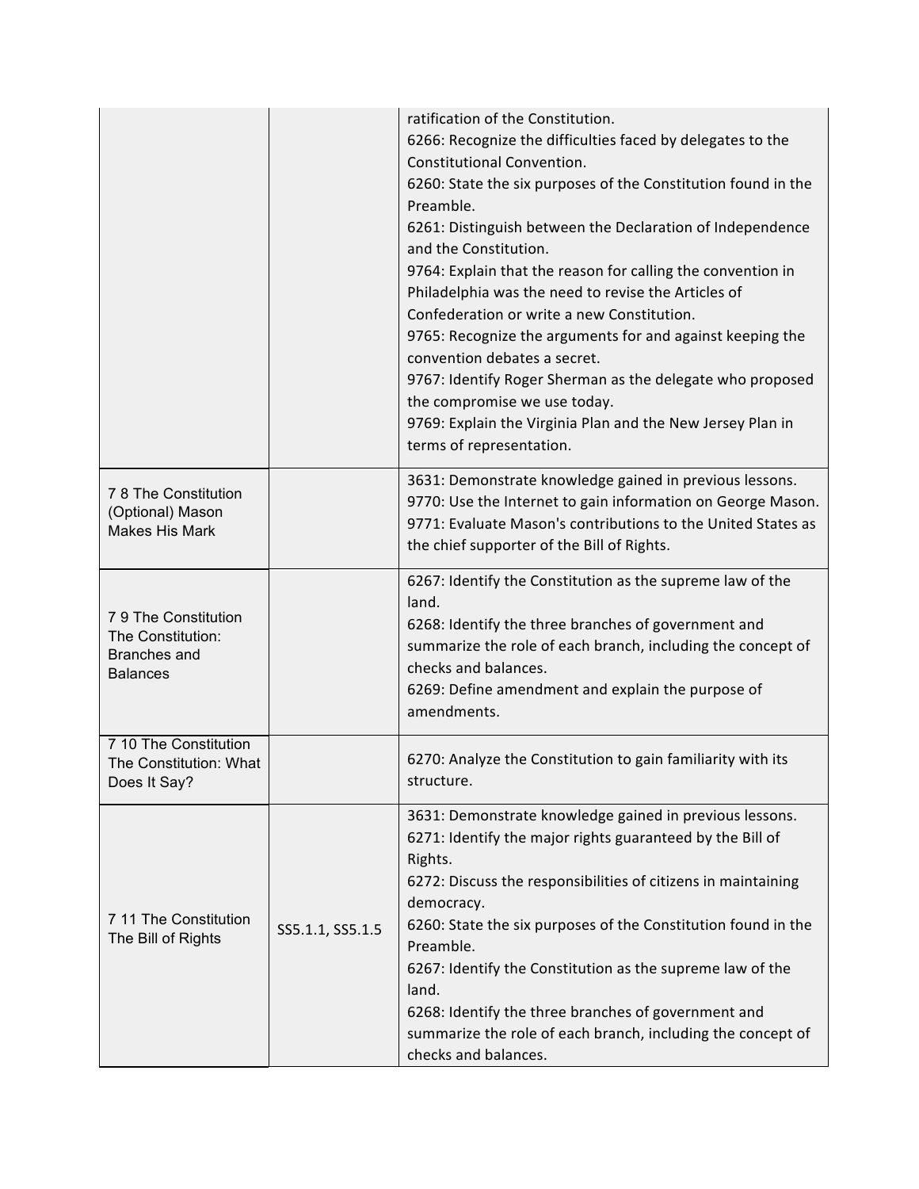| | | |
|---|---|---|
| | | ratification of the Constitution.<br>6266: Recognize the difficulties faced by delegates to the Constitutional Convention.<br>6260: State the six purposes of the Constitution found in the Preamble.<br>6261: Distinguish between the Declaration of Independence and the Constitution.<br>9764: Explain that the reason for calling the convention in Philadelphia was the need to revise the Articles of Confederation or write a new Constitution.<br>9765: Recognize the arguments for and against keeping the convention debates a secret.<br>9767: Identify Roger Sherman as the delegate who proposed the compromise we use today.<br>9769: Explain the Virginia Plan and the New Jersey Plan in terms of representation. |
| 7 8 The Constitution (Optional) Mason Makes His Mark | | 3631: Demonstrate knowledge gained in previous lessons.<br>9770: Use the Internet to gain information on George Mason.<br>9771: Evaluate Mason's contributions to the United States as the chief supporter of the Bill of Rights. |
| 7 9 The Constitution The Constitution: Branches and Balances | | 6267: Identify the Constitution as the supreme law of the land.<br>6268: Identify the three branches of government and summarize the role of each branch, including the concept of checks and balances.<br>6269: Define amendment and explain the purpose of amendments. |
| 7 10 The Constitution The Constitution: What Does It Say? | | 6270: Analyze the Constitution to gain familiarity with its structure. |
| 7 11 The Constitution The Bill of Rights | SS5.1.1, SS5.1.5 | 3631: Demonstrate knowledge gained in previous lessons.<br>6271: Identify the major rights guaranteed by the Bill of Rights.<br>6272: Discuss the responsibilities of citizens in maintaining democracy.<br>6260: State the six purposes of the Constitution found in the Preamble.<br>6267: Identify the Constitution as the supreme law of the land.<br>6268: Identify the three branches of government and summarize the role of each branch, including the concept of checks and balances. |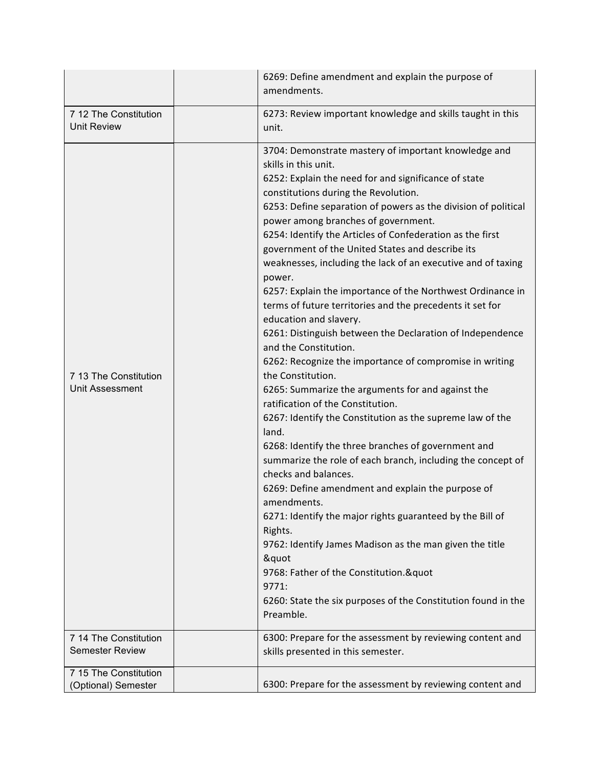| | | |
|---|---|---|
| | | 6269: Define amendment and explain the purpose of amendments. |
| 7 12 The Constitution Unit Review | | 6273: Review important knowledge and skills taught in this unit. |
| 7 13 The Constitution Unit Assessment | | 3704: Demonstrate mastery of important knowledge and skills in this unit.<br>6252: Explain the need for and significance of state constitutions during the Revolution.<br>6253: Define separation of powers as the division of political power among branches of government.<br>6254: Identify the Articles of Confederation as the first government of the United States and describe its weaknesses, including the lack of an executive and of taxing power.<br>6257: Explain the importance of the Northwest Ordinance in terms of future territories and the precedents it set for education and slavery.<br>6261: Distinguish between the Declaration of Independence and the Constitution.<br>6262: Recognize the importance of compromise in writing the Constitution.<br>6265: Summarize the arguments for and against the ratification of the Constitution.<br>6267: Identify the Constitution as the supreme law of the land.<br>6268: Identify the three branches of government and summarize the role of each branch, including the concept of checks and balances.<br>6269: Define amendment and explain the purpose of amendments.<br>6271: Identify the major rights guaranteed by the Bill of Rights.<br>9762: Identify James Madison as the man given the title &quot<br>9768: Father of the Constitution.&quot<br>9771:<br>6260: State the six purposes of the Constitution found in the Preamble. |
| 7 14 The Constitution Semester Review | | 6300: Prepare for the assessment by reviewing content and skills presented in this semester. |
| 7 15 The Constitution (Optional) Semester | | 6300: Prepare for the assessment by reviewing content and |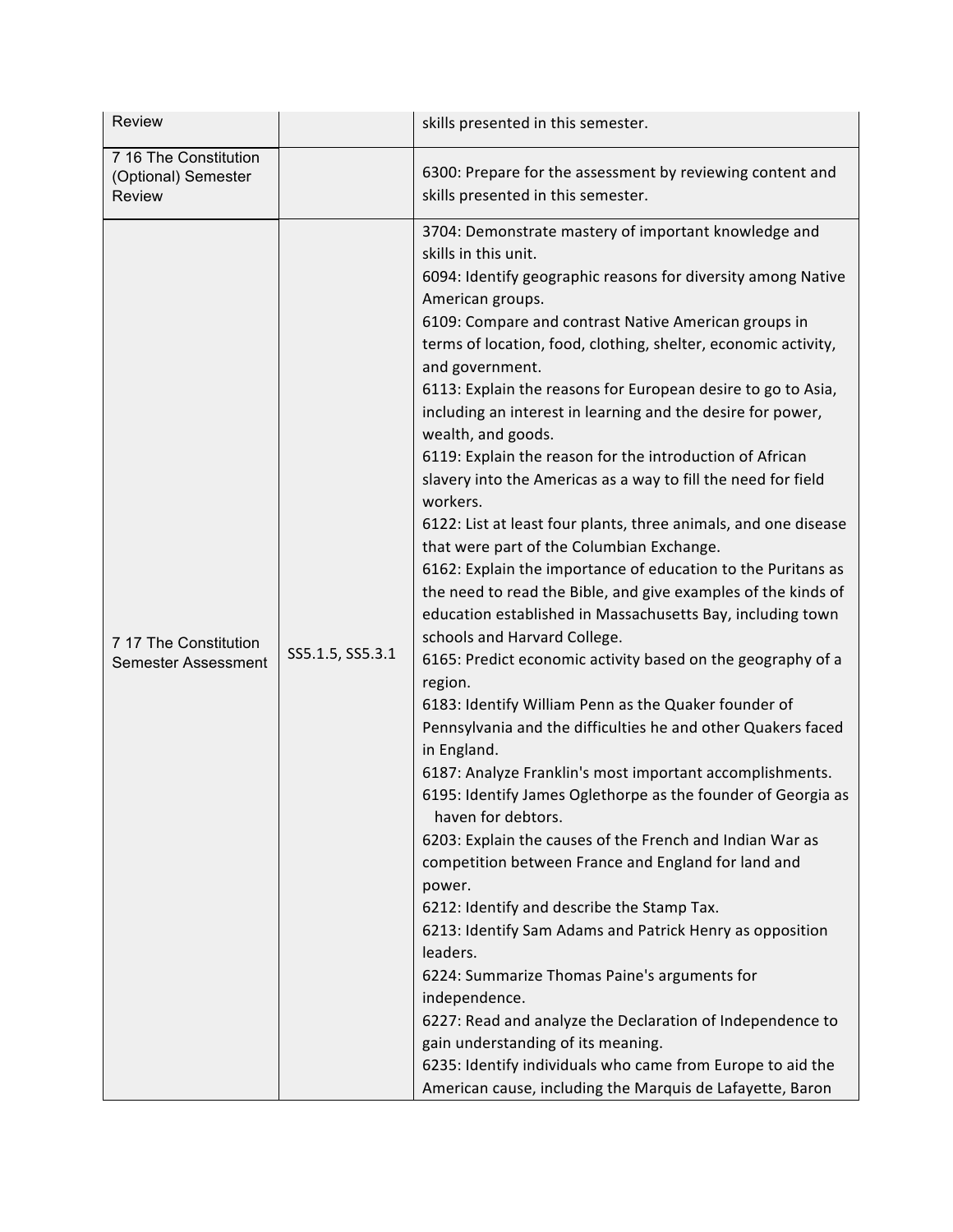| | | |
|---|---|---|
| Review | | skills presented in this semester. |
| 7 16 The Constitution (Optional) Semester Review | | 6300: Prepare for the assessment by reviewing content and skills presented in this semester. |
| 7 17 The Constitution Semester Assessment | SS5.1.5, SS5.3.1 | 3704: Demonstrate mastery of important knowledge and skills in this unit.<br>6094: Identify geographic reasons for diversity among Native American groups.<br>6109: Compare and contrast Native American groups in terms of location, food, clothing, shelter, economic activity, and government.<br>6113: Explain the reasons for European desire to go to Asia, including an interest in learning and the desire for power, wealth, and goods.<br>6119: Explain the reason for the introduction of African slavery into the Americas as a way to fill the need for field workers.<br>6122: List at least four plants, three animals, and one disease that were part of the Columbian Exchange.<br>6162: Explain the importance of education to the Puritans as the need to read the Bible, and give examples of the kinds of education established in Massachusetts Bay, including town schools and Harvard College.<br>6165: Predict economic activity based on the geography of a region.<br>6183: Identify William Penn as the Quaker founder of Pennsylvania and the difficulties he and other Quakers faced in England.<br>6187: Analyze Franklin's most important accomplishments.<br>6195: Identify James Oglethorpe as the founder of Georgia as haven for debtors.<br>6203: Explain the causes of the French and Indian War as competition between France and England for land and power.<br>6212: Identify and describe the Stamp Tax.<br>6213: Identify Sam Adams and Patrick Henry as opposition leaders.<br>6224: Summarize Thomas Paine's arguments for independence.<br>6227: Read and analyze the Declaration of Independence to gain understanding of its meaning.<br>6235: Identify individuals who came from Europe to aid the American cause, including the Marquis de Lafayette, Baron |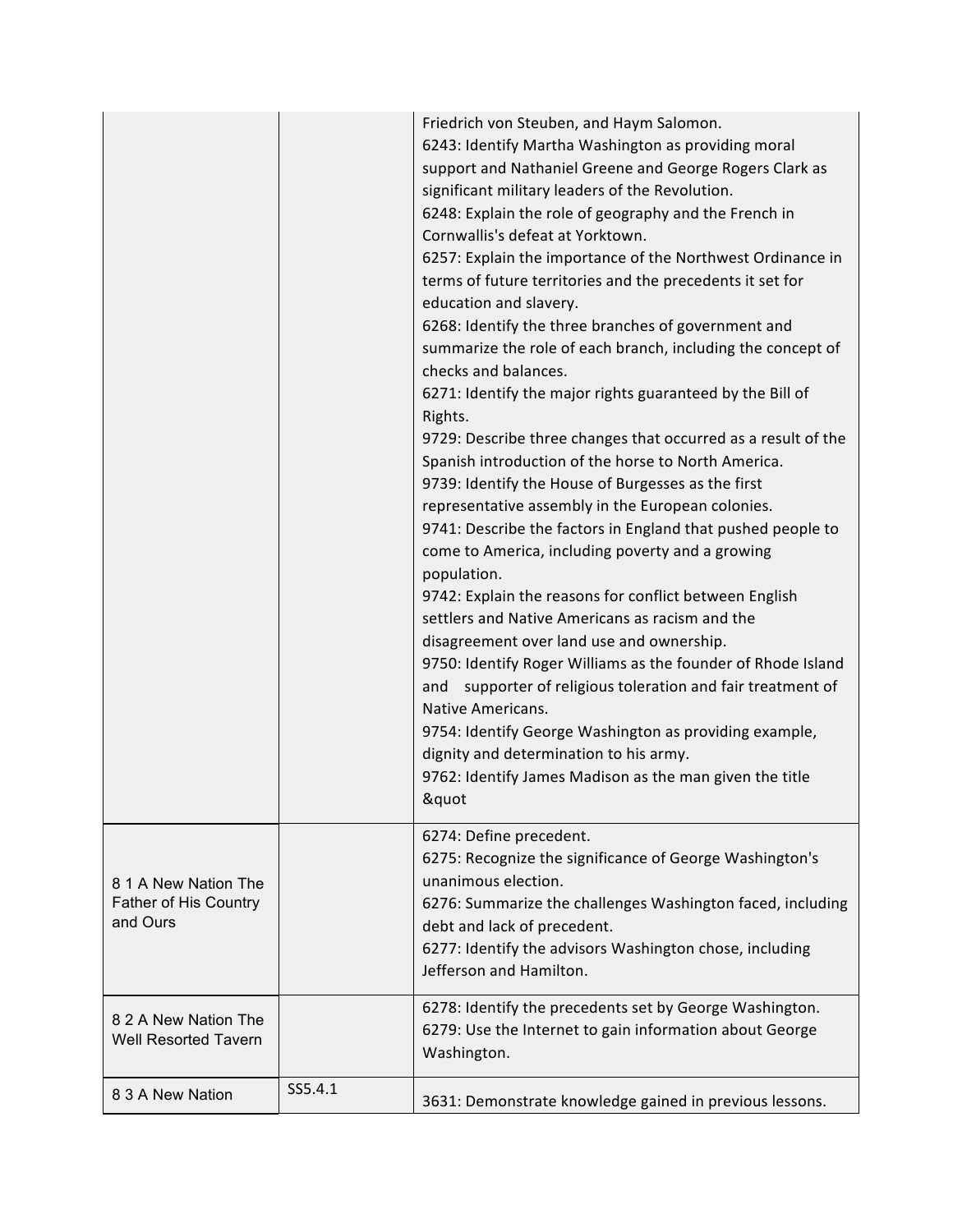| | | |
|---|---|---|
| | | Friedrich von Steuben, and Haym Salomon.<br>6243: Identify Martha Washington as providing moral support and Nathaniel Greene and George Rogers Clark as significant military leaders of the Revolution.<br>6248: Explain the role of geography and the French in Cornwallis's defeat at Yorktown.<br>6257: Explain the importance of the Northwest Ordinance in terms of future territories and the precedents it set for education and slavery.<br>6268: Identify the three branches of government and summarize the role of each branch, including the concept of checks and balances.<br>6271: Identify the major rights guaranteed by the Bill of Rights.<br>9729: Describe three changes that occurred as a result of the Spanish introduction of the horse to North America.<br>9739: Identify the House of Burgesses as the first representative assembly in the European colonies.<br>9741: Describe the factors in England that pushed people to come to America, including poverty and a growing population.<br>9742: Explain the reasons for conflict between English settlers and Native Americans as racism and the disagreement over land use and ownership.<br>9750: Identify Roger Williams as the founder of Rhode Island and supporter of religious toleration and fair treatment of Native Americans.<br>9754: Identify George Washington as providing example, dignity and determination to his army.<br>9762: Identify James Madison as the man given the title &quot |
| 8 1 A New Nation The Father of His Country and Ours | | 6274: Define precedent.<br>6275: Recognize the significance of George Washington's unanimous election.<br>6276: Summarize the challenges Washington faced, including debt and lack of precedent.<br>6277: Identify the advisors Washington chose, including Jefferson and Hamilton. |
| 8 2 A New Nation The Well Resorted Tavern | | 6278: Identify the precedents set by George Washington.<br>6279: Use the Internet to gain information about George Washington. |
| 8 3 A New Nation | SS5.4.1 | 3631: Demonstrate knowledge gained in previous lessons. |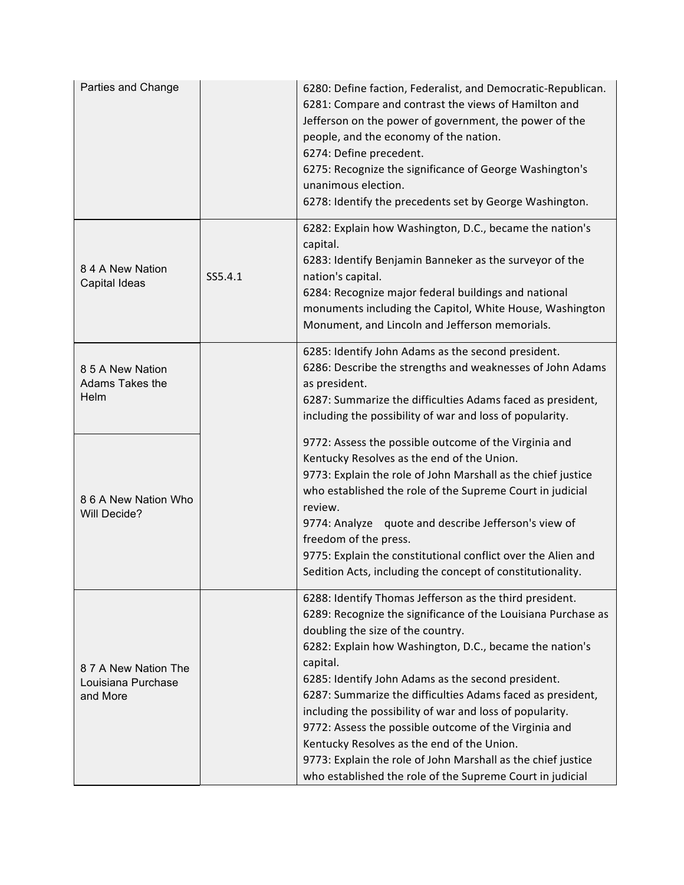| | | |
|---|---|---|
| Parties and Change | | 6280: Define faction, Federalist, and Democratic-Republican.<br>6281: Compare and contrast the views of Hamilton and Jefferson on the power of government, the power of the people, and the economy of the nation.<br>6274: Define precedent.<br>6275: Recognize the significance of George Washington's unanimous election.<br>6278: Identify the precedents set by George Washington. |
| 8 4 A New Nation Capital Ideas | SS5.4.1 | 6282: Explain how Washington, D.C., became the nation's capital.<br>6283: Identify Benjamin Banneker as the surveyor of the nation's capital.<br>6284: Recognize major federal buildings and national monuments including the Capitol, White House, Washington Monument, and Lincoln and Jefferson memorials. |
| 8 5 A New Nation Adams Takes the Helm | | 6285: Identify John Adams as the second president.<br>6286: Describe the strengths and weaknesses of John Adams as president.<br>6287: Summarize the difficulties Adams faced as president, including the possibility of war and loss of popularity. |
| 8 6 A New Nation Who Will Decide? | | 9772: Assess the possible outcome of the Virginia and Kentucky Resolves as the end of the Union.<br>9773: Explain the role of John Marshall as the chief justice who established the role of the Supreme Court in judicial review.<br>9774: Analyze quote and describe Jefferson's view of freedom of the press.<br>9775: Explain the constitutional conflict over the Alien and Sedition Acts, including the concept of constitutionality. |
| 8 7 A New Nation The Louisiana Purchase and More | | 6288: Identify Thomas Jefferson as the third president.<br>6289: Recognize the significance of the Louisiana Purchase as doubling the size of the country.<br>6282: Explain how Washington, D.C., became the nation's capital.<br>6285: Identify John Adams as the second president.<br>6287: Summarize the difficulties Adams faced as president, including the possibility of war and loss of popularity.<br>9772: Assess the possible outcome of the Virginia and Kentucky Resolves as the end of the Union.<br>9773: Explain the role of John Marshall as the chief justice who established the role of the Supreme Court in judicial |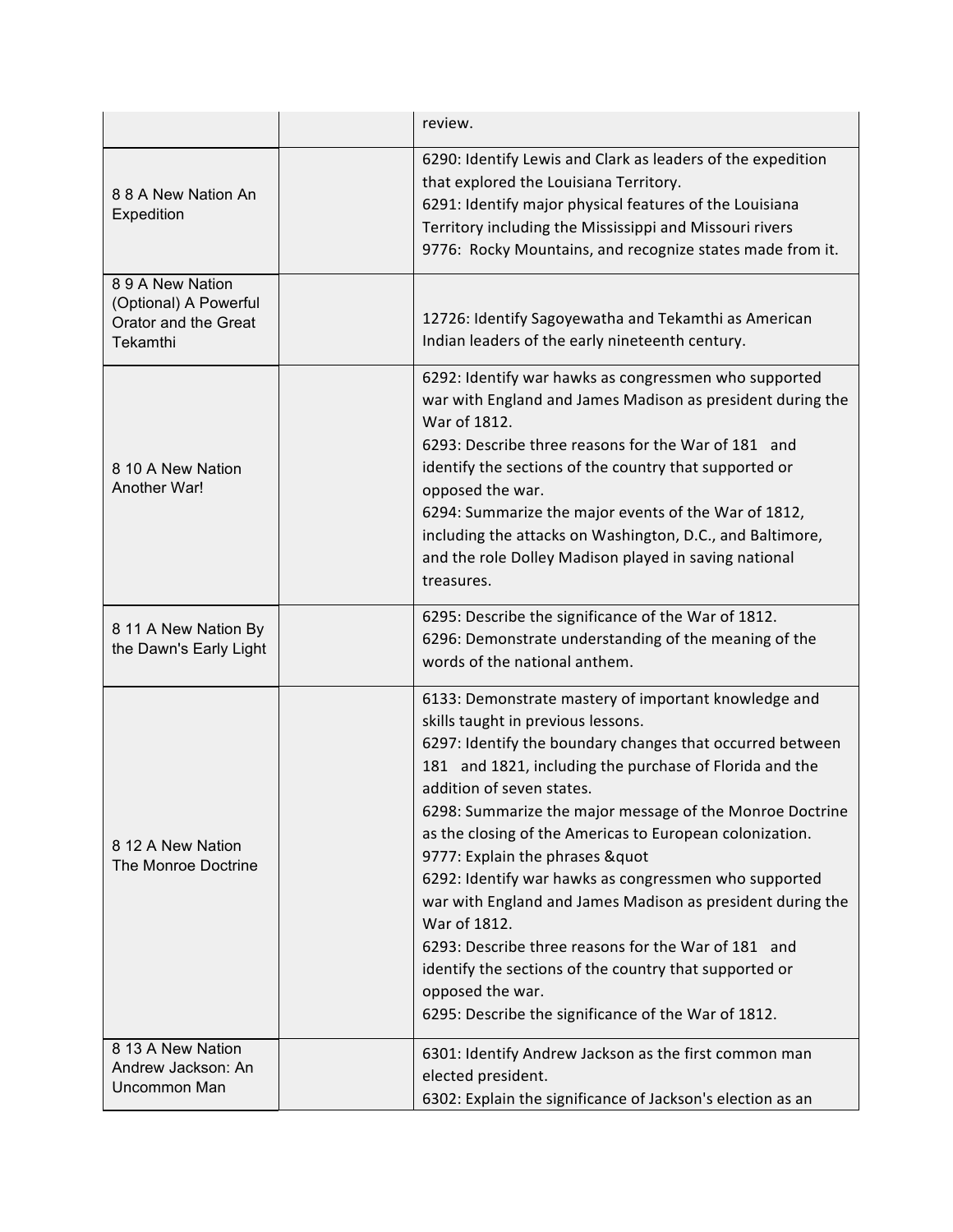| | | |
|---|---|---|
| | | review. |
| 8 8 A New Nation An Expedition | | 6290: Identify Lewis and Clark as leaders of the expedition that explored the Louisiana Territory.<br>6291: Identify major physical features of the Louisiana Territory including the Mississippi and Missouri rivers<br>9776: Rocky Mountains, and recognize states made from it. |
| 8 9 A New Nation (Optional) A Powerful Orator and the Great Tekamthi | | 12726: Identify Sagoyewatha and Tekamthi as American Indian leaders of the early nineteenth century. |
| 8 10 A New Nation Another War! | | 6292: Identify war hawks as congressmen who supported war with England and James Madison as president during the War of 1812.<br>6293: Describe three reasons for the War of 181 and identify the sections of the country that supported or opposed the war.<br>6294: Summarize the major events of the War of 1812, including the attacks on Washington, D.C., and Baltimore, and the role Dolley Madison played in saving national treasures. |
| 8 11 A New Nation By the Dawn's Early Light | | 6295: Describe the significance of the War of 1812.<br>6296: Demonstrate understanding of the meaning of the words of the national anthem. |
| 8 12 A New Nation The Monroe Doctrine | | 6133: Demonstrate mastery of important knowledge and skills taught in previous lessons.<br>6297: Identify the boundary changes that occurred between 181 and 1821, including the purchase of Florida and the addition of seven states.<br>6298: Summarize the major message of the Monroe Doctrine as the closing of the Americas to European colonization.<br>9777: Explain the phrases &quot<br>6292: Identify war hawks as congressmen who supported war with England and James Madison as president during the War of 1812.<br>6293: Describe three reasons for the War of 181 and identify the sections of the country that supported or opposed the war.<br>6295: Describe the significance of the War of 1812. |
| 8 13 A New Nation Andrew Jackson: An Uncommon Man | | 6301: Identify Andrew Jackson as the first common man elected president.<br>6302: Explain the significance of Jackson's election as an |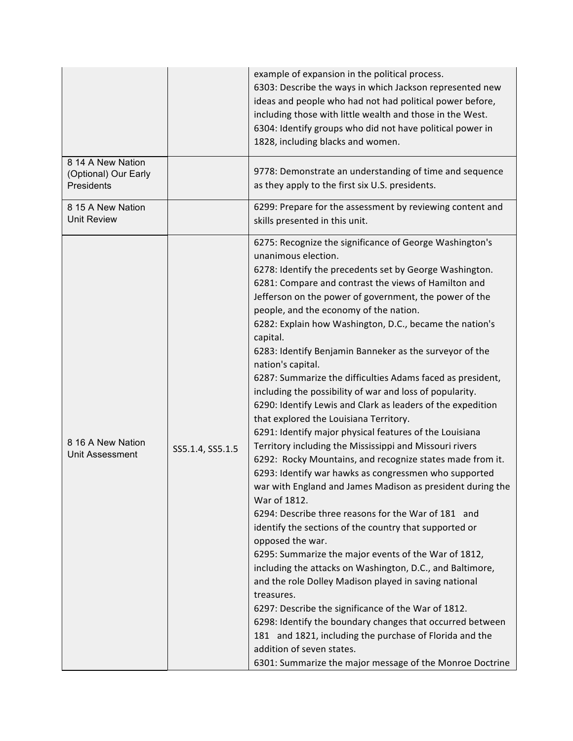| | | |
|---|---|---|
| | | example of expansion in the political process.<br>6303: Describe the ways in which Jackson represented new ideas and people who had not had political power before, including those with little wealth and those in the West.<br>6304: Identify groups who did not have political power in 1828, including blacks and women. |
| 8 14 A New Nation (Optional) Our Early Presidents | | 9778: Demonstrate an understanding of time and sequence as they apply to the first six U.S. presidents. |
| 8 15 A New Nation Unit Review | | 6299: Prepare for the assessment by reviewing content and skills presented in this unit. |
| 8 16 A New Nation Unit Assessment | SS5.1.4, SS5.1.5 | 6275: Recognize the significance of George Washington's unanimous election.<br>6278: Identify the precedents set by George Washington.<br>6281: Compare and contrast the views of Hamilton and Jefferson on the power of government, the power of the people, and the economy of the nation.<br>6282: Explain how Washington, D.C., became the nation's capital.<br>6283: Identify Benjamin Banneker as the surveyor of the nation's capital.<br>6287: Summarize the difficulties Adams faced as president, including the possibility of war and loss of popularity.<br>6290: Identify Lewis and Clark as leaders of the expedition that explored the Louisiana Territory.<br>6291: Identify major physical features of the Louisiana Territory including the Mississippi and Missouri rivers<br>6292: Rocky Mountains, and recognize states made from it.<br>6293: Identify war hawks as congressmen who supported war with England and James Madison as president during the War of 1812.<br>6294: Describe three reasons for the War of 181 and identify the sections of the country that supported or opposed the war.<br>6295: Summarize the major events of the War of 1812, including the attacks on Washington, D.C., and Baltimore, and the role Dolley Madison played in saving national treasures.<br>6297: Describe the significance of the War of 1812.<br>6298: Identify the boundary changes that occurred between 181 and 1821, including the purchase of Florida and the addition of seven states.<br>6301: Summarize the major message of the Monroe Doctrine |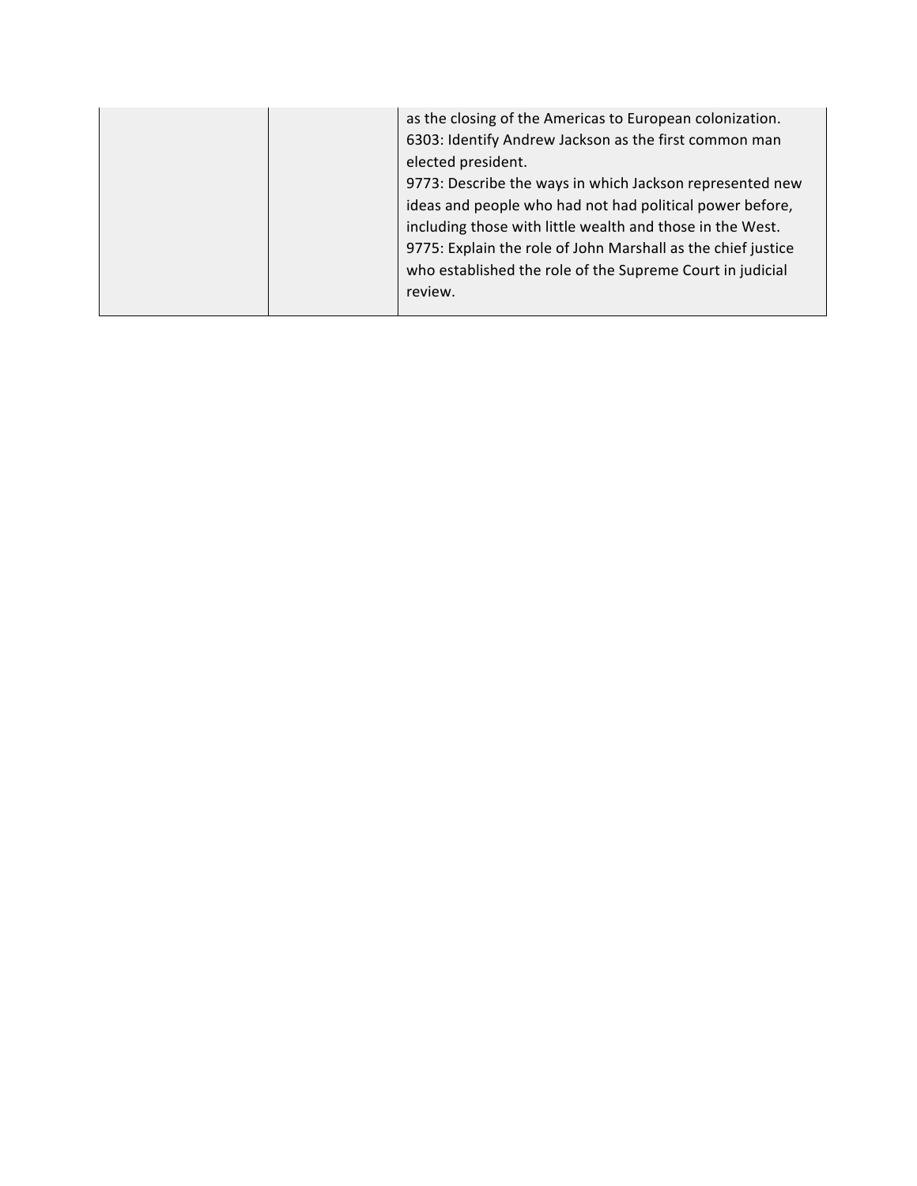| | | |
|---|---|---|
| | | as the closing of the Americas to European colonization.<br>6303: Identify Andrew Jackson as the first common man elected president.<br>9773: Describe the ways in which Jackson represented new ideas and people who had not had political power before, including those with little wealth and those in the West.<br>9775: Explain the role of John Marshall as the chief justice who established the role of the Supreme Court in judicial review. |